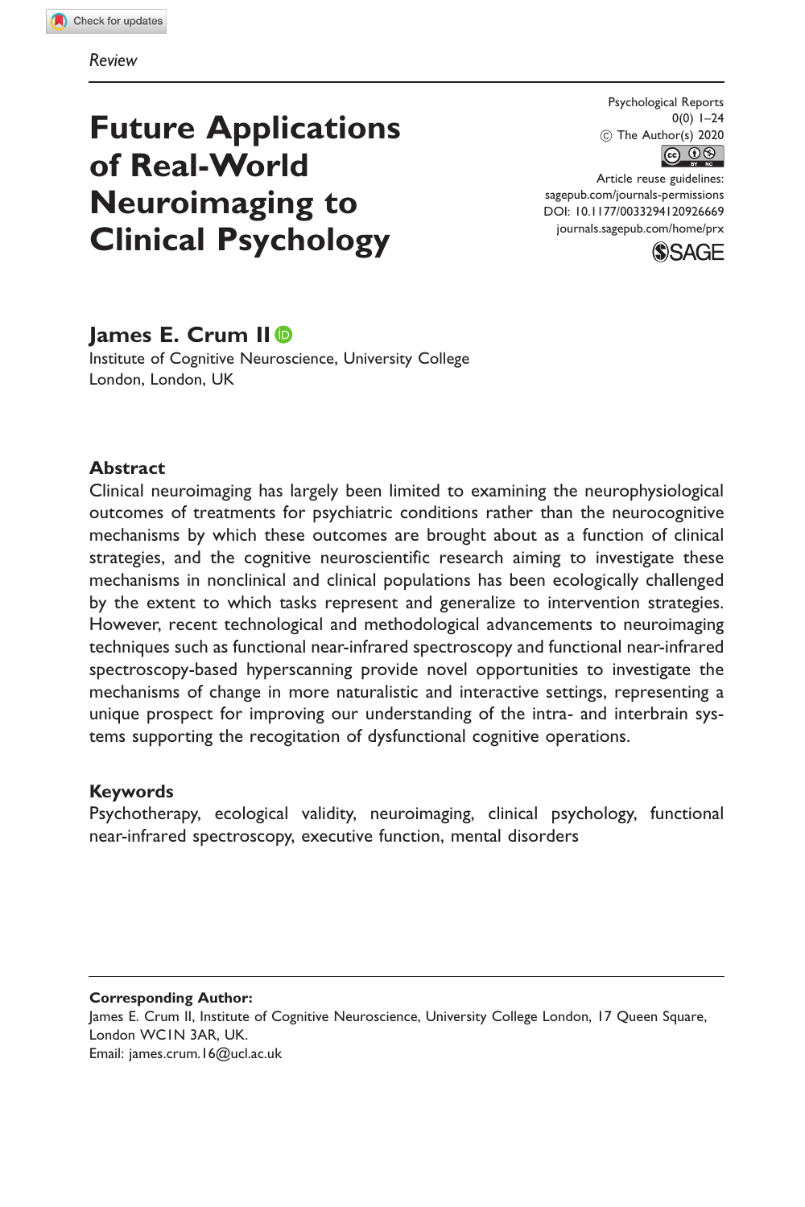*Review*

# Future Applications of Real-World Neuroimaging to Clinical Psychology

Psychological Reports
0(0) 1–24
© The Author(s) 2020
Article reuse guidelines:
sagepub.com/journals-permissions
DOI: 10.1177/0033294120926669
journals.sagepub.com/home/prx

**James E. Crum II**

Institute of Cognitive Neuroscience, University College London, London, UK

## Abstract

Clinical neuroimaging has largely been limited to examining the neurophysiological outcomes of treatments for psychiatric conditions rather than the neurocognitive mechanisms by which these outcomes are brought about as a function of clinical strategies, and the cognitive neuroscientific research aiming to investigate these mechanisms in nonclinical and clinical populations has been ecologically challenged by the extent to which tasks represent and generalize to intervention strategies. However, recent technological and methodological advancements to neuroimaging techniques such as functional near-infrared spectroscopy and functional near-infrared spectroscopy-based hyperscanning provide novel opportunities to investigate the mechanisms of change in more naturalistic and interactive settings, representing a unique prospect for improving our understanding of the intra- and interbrain systems supporting the recogitation of dysfunctional cognitive operations.

## Keywords

Psychotherapy, ecological validity, neuroimaging, clinical psychology, functional near-infrared spectroscopy, executive function, mental disorders

**Corresponding Author:**
James E. Crum II, Institute of Cognitive Neuroscience, University College London, 17 Queen Square, London WC1N 3AR, UK.
Email: james.crum.16@ucl.ac.uk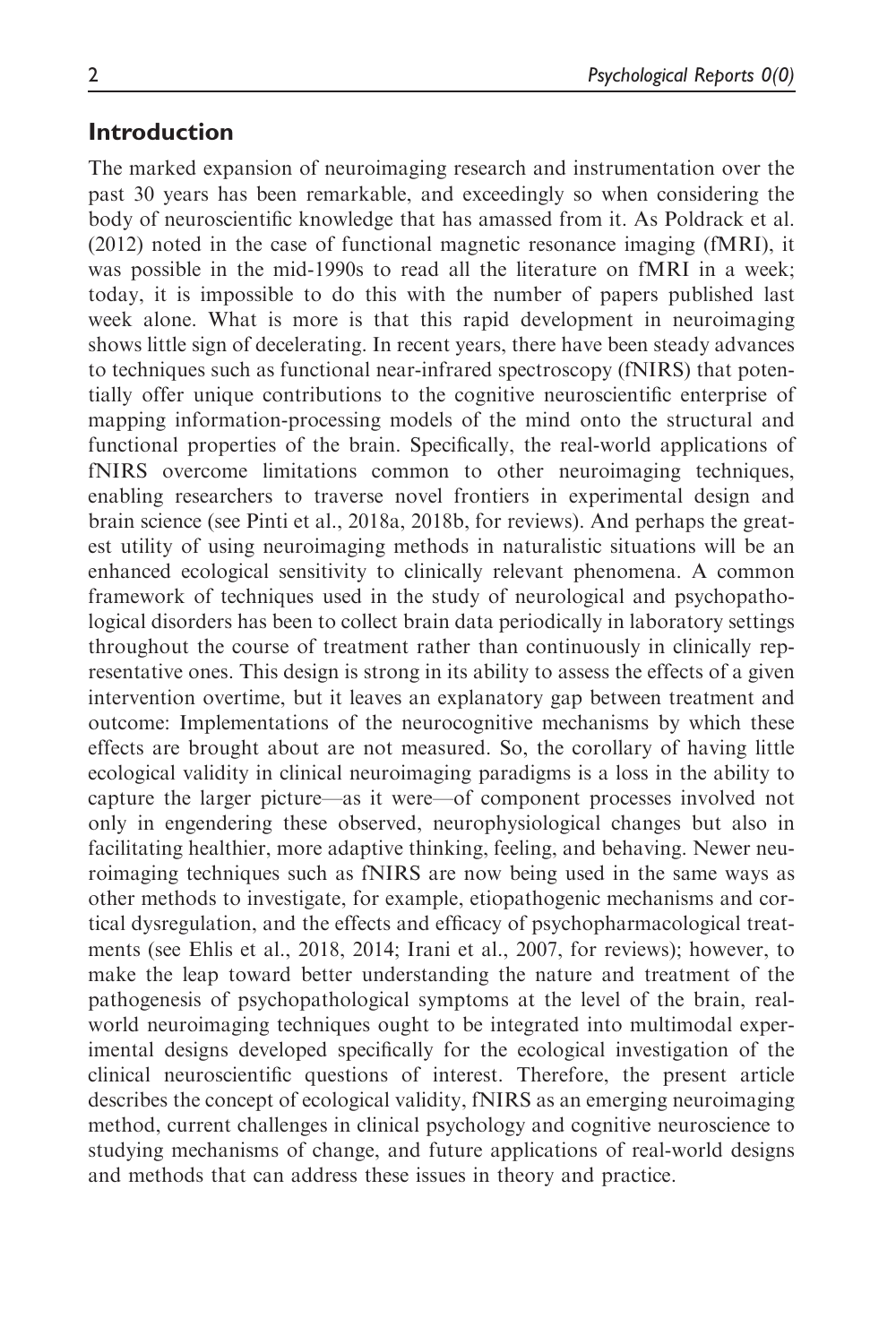## Introduction

The marked expansion of neuroimaging research and instrumentation over the past 30 years has been remarkable, and exceedingly so when considering the body of neuroscientific knowledge that has amassed from it. As Poldrack et al. (2012) noted in the case of functional magnetic resonance imaging (fMRI), it was possible in the mid-1990s to read all the literature on fMRI in a week; today, it is impossible to do this with the number of papers published last week alone. What is more is that this rapid development in neuroimaging shows little sign of decelerating. In recent years, there have been steady advances to techniques such as functional near-infrared spectroscopy (fNIRS) that potentially offer unique contributions to the cognitive neuroscientific enterprise of mapping information-processing models of the mind onto the structural and functional properties of the brain. Specifically, the real-world applications of fNIRS overcome limitations common to other neuroimaging techniques, enabling researchers to traverse novel frontiers in experimental design and brain science (see Pinti et al., 2018a, 2018b, for reviews). And perhaps the greatest utility of using neuroimaging methods in naturalistic situations will be an enhanced ecological sensitivity to clinically relevant phenomena. A common framework of techniques used in the study of neurological and psychopathological disorders has been to collect brain data periodically in laboratory settings throughout the course of treatment rather than continuously in clinically representative ones. This design is strong in its ability to assess the effects of a given intervention overtime, but it leaves an explanatory gap between treatment and outcome: Implementations of the neurocognitive mechanisms by which these effects are brought about are not measured. So, the corollary of having little ecological validity in clinical neuroimaging paradigms is a loss in the ability to capture the larger picture—as it were—of component processes involved not only in engendering these observed, neurophysiological changes but also in facilitating healthier, more adaptive thinking, feeling, and behaving. Newer neuroimaging techniques such as fNIRS are now being used in the same ways as other methods to investigate, for example, etiopathogenic mechanisms and cortical dysregulation, and the effects and efficacy of psychopharmacological treatments (see Ehlis et al., 2018, 2014; Irani et al., 2007, for reviews); however, to make the leap toward better understanding the nature and treatment of the pathogenesis of psychopathological symptoms at the level of the brain, real-world neuroimaging techniques ought to be integrated into multimodal experimental designs developed specifically for the ecological investigation of the clinical neuroscientific questions of interest. Therefore, the present article describes the concept of ecological validity, fNIRS as an emerging neuroimaging method, current challenges in clinical psychology and cognitive neuroscience to studying mechanisms of change, and future applications of real-world designs and methods that can address these issues in theory and practice.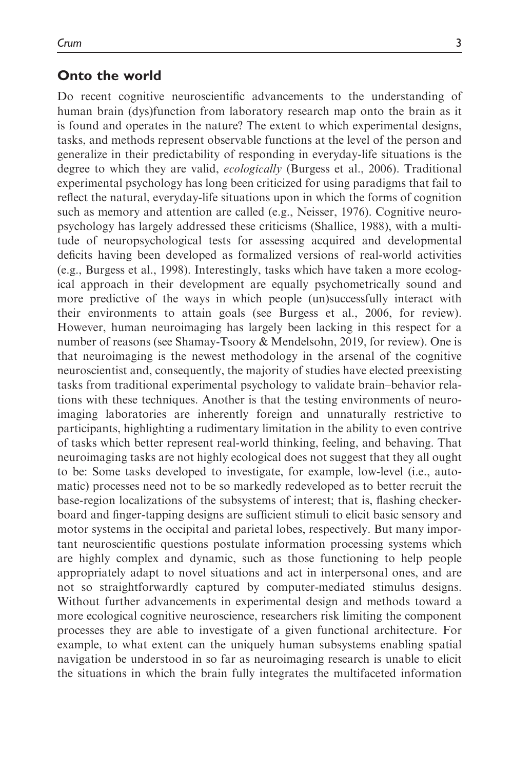## Onto the world

Do recent cognitive neuroscientific advancements to the understanding of human brain (dys)function from laboratory research map onto the brain as it is found and operates in the nature? The extent to which experimental designs, tasks, and methods represent observable functions at the level of the person and generalize in their predictability of responding in everyday-life situations is the degree to which they are valid, *ecologically* (Burgess et al., 2006). Traditional experimental psychology has long been criticized for using paradigms that fail to reflect the natural, everyday-life situations upon in which the forms of cognition such as memory and attention are called (e.g., Neisser, 1976). Cognitive neuropsychology has largely addressed these criticisms (Shallice, 1988), with a multitude of neuropsychological tests for assessing acquired and developmental deficits having been developed as formalized versions of real-world activities (e.g., Burgess et al., 1998). Interestingly, tasks which have taken a more ecological approach in their development are equally psychometrically sound and more predictive of the ways in which people (un)successfully interact with their environments to attain goals (see Burgess et al., 2006, for review). However, human neuroimaging has largely been lacking in this respect for a number of reasons (see Shamay-Tsoory & Mendelsohn, 2019, for review). One is that neuroimaging is the newest methodology in the arsenal of the cognitive neuroscientist and, consequently, the majority of studies have elected preexisting tasks from traditional experimental psychology to validate brain–behavior relations with these techniques. Another is that the testing environments of neuroimaging laboratories are inherently foreign and unnaturally restrictive to participants, highlighting a rudimentary limitation in the ability to even contrive of tasks which better represent real-world thinking, feeling, and behaving. That neuroimaging tasks are not highly ecological does not suggest that they all ought to be: Some tasks developed to investigate, for example, low-level (i.e., automatic) processes need not to be so markedly redeveloped as to better recruit the base-region localizations of the subsystems of interest; that is, flashing checkerboard and finger-tapping designs are sufficient stimuli to elicit basic sensory and motor systems in the occipital and parietal lobes, respectively. But many important neuroscientific questions postulate information processing systems which are highly complex and dynamic, such as those functioning to help people appropriately adapt to novel situations and act in interpersonal ones, and are not so straightforwardly captured by computer-mediated stimulus designs. Without further advancements in experimental design and methods toward a more ecological cognitive neuroscience, researchers risk limiting the component processes they are able to investigate of a given functional architecture. For example, to what extent can the uniquely human subsystems enabling spatial navigation be understood in so far as neuroimaging research is unable to elicit the situations in which the brain fully integrates the multifaceted information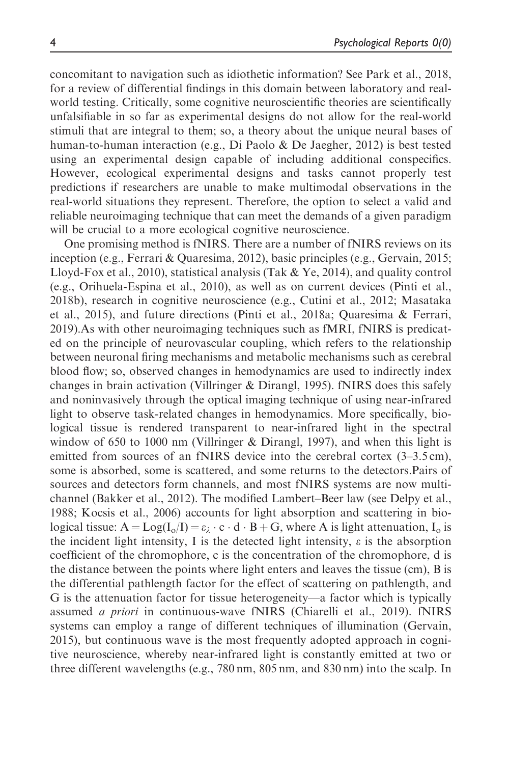concomitant to navigation such as idiothetic information? See Park et al., 2018, for a review of differential findings in this domain between laboratory and real-world testing. Critically, some cognitive neuroscientific theories are scientifically unfalsifiable in so far as experimental designs do not allow for the real-world stimuli that are integral to them; so, a theory about the unique neural bases of human-to-human interaction (e.g., Di Paolo & De Jaegher, 2012) is best tested using an experimental design capable of including additional conspecifics. However, ecological experimental designs and tasks cannot properly test predictions if researchers are unable to make multimodal observations in the real-world situations they represent. Therefore, the option to select a valid and reliable neuroimaging technique that can meet the demands of a given paradigm will be crucial to a more ecological cognitive neuroscience.

One promising method is fNIRS. There are a number of fNIRS reviews on its inception (e.g., Ferrari & Quaresima, 2012), basic principles (e.g., Gervain, 2015; Lloyd-Fox et al., 2010), statistical analysis (Tak & Ye, 2014), and quality control (e.g., Orihuela-Espina et al., 2010), as well as on current devices (Pinti et al., 2018b), research in cognitive neuroscience (e.g., Cutini et al., 2012; Masataka et al., 2015), and future directions (Pinti et al., 2018a; Quaresima & Ferrari, 2019).As with other neuroimaging techniques such as fMRI, fNIRS is predicated on the principle of neurovascular coupling, which refers to the relationship between neuronal firing mechanisms and metabolic mechanisms such as cerebral blood flow; so, observed changes in hemodynamics are used to indirectly index changes in brain activation (Villringer & Dirangl, 1995). fNIRS does this safely and noninvasively through the optical imaging technique of using near-infrared light to observe task-related changes in hemodynamics. More specifically, biological tissue is rendered transparent to near-infrared light in the spectral window of 650 to 1000 nm (Villringer & Dirangl, 1997), and when this light is emitted from sources of an fNIRS device into the cerebral cortex (3–3.5 cm), some is absorbed, some is scattered, and some returns to the detectors.Pairs of sources and detectors form channels, and most fNIRS systems are now multichannel (Bakker et al., 2012). The modified Lambert–Beer law (see Delpy et al., 1988; Kocsis et al., 2006) accounts for light absorption and scattering in biological tissue: $A = \mathrm{Log}(I_o/I) = \varepsilon_\lambda \cdot c \cdot d \cdot B + G$, where A is light attenuation, $I_o$ is the incident light intensity, I is the detected light intensity, $\varepsilon$ is the absorption coefficient of the chromophore, c is the concentration of the chromophore, d is the distance between the points where light enters and leaves the tissue (cm), B is the differential pathlength factor for the effect of scattering on pathlength, and G is the attenuation factor for tissue heterogeneity—a factor which is typically assumed *a priori* in continuous-wave fNIRS (Chiarelli et al., 2019). fNIRS systems can employ a range of different techniques of illumination (Gervain, 2015), but continuous wave is the most frequently adopted approach in cognitive neuroscience, whereby near-infrared light is constantly emitted at two or three different wavelengths (e.g., 780 nm, 805 nm, and 830 nm) into the scalp. In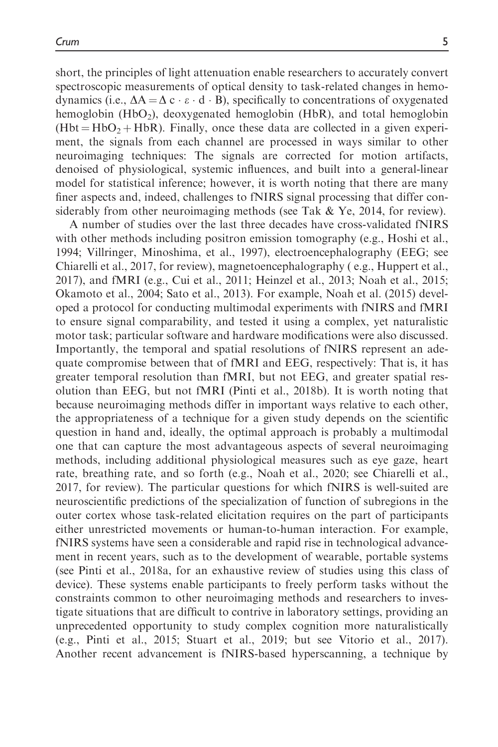short, the principles of light attenuation enable researchers to accurately convert spectroscopic measurements of optical density to task-related changes in hemodynamics (i.e., $\Delta A = \Delta c \cdot \varepsilon \cdot d \cdot B$), specifically to concentrations of oxygenated hemoglobin ($HbO_2$), deoxygenated hemoglobin (HbR), and total hemoglobin ($Hbt = HbO_2 + HbR$). Finally, once these data are collected in a given experiment, the signals from each channel are processed in ways similar to other neuroimaging techniques: The signals are corrected for motion artifacts, denoised of physiological, systemic influences, and built into a general-linear model for statistical inference; however, it is worth noting that there are many finer aspects and, indeed, challenges to fNIRS signal processing that differ considerably from other neuroimaging methods (see Tak & Ye, 2014, for review).

A number of studies over the last three decades have cross-validated fNIRS with other methods including positron emission tomography (e.g., Hoshi et al., 1994; Villringer, Minoshima, et al., 1997), electroencephalography (EEG; see Chiarelli et al., 2017, for review), magnetoencephalography ( e.g., Huppert et al., 2017), and fMRI (e.g., Cui et al., 2011; Heinzel et al., 2013; Noah et al., 2015; Okamoto et al., 2004; Sato et al., 2013). For example, Noah et al. (2015) developed a protocol for conducting multimodal experiments with fNIRS and fMRI to ensure signal comparability, and tested it using a complex, yet naturalistic motor task; particular software and hardware modifications were also discussed. Importantly, the temporal and spatial resolutions of fNIRS represent an adequate compromise between that of fMRI and EEG, respectively: That is, it has greater temporal resolution than fMRI, but not EEG, and greater spatial resolution than EEG, but not fMRI (Pinti et al., 2018b). It is worth noting that because neuroimaging methods differ in important ways relative to each other, the appropriateness of a technique for a given study depends on the scientific question in hand and, ideally, the optimal approach is probably a multimodal one that can capture the most advantageous aspects of several neuroimaging methods, including additional physiological measures such as eye gaze, heart rate, breathing rate, and so forth (e.g., Noah et al., 2020; see Chiarelli et al., 2017, for review). The particular questions for which fNIRS is well-suited are neuroscientific predictions of the specialization of function of subregions in the outer cortex whose task-related elicitation requires on the part of participants either unrestricted movements or human-to-human interaction. For example, fNIRS systems have seen a considerable and rapid rise in technological advancement in recent years, such as to the development of wearable, portable systems (see Pinti et al., 2018a, for an exhaustive review of studies using this class of device). These systems enable participants to freely perform tasks without the constraints common to other neuroimaging methods and researchers to investigate situations that are difficult to contrive in laboratory settings, providing an unprecedented opportunity to study complex cognition more naturalistically (e.g., Pinti et al., 2015; Stuart et al., 2019; but see Vitorio et al., 2017). Another recent advancement is fNIRS-based hyperscanning, a technique by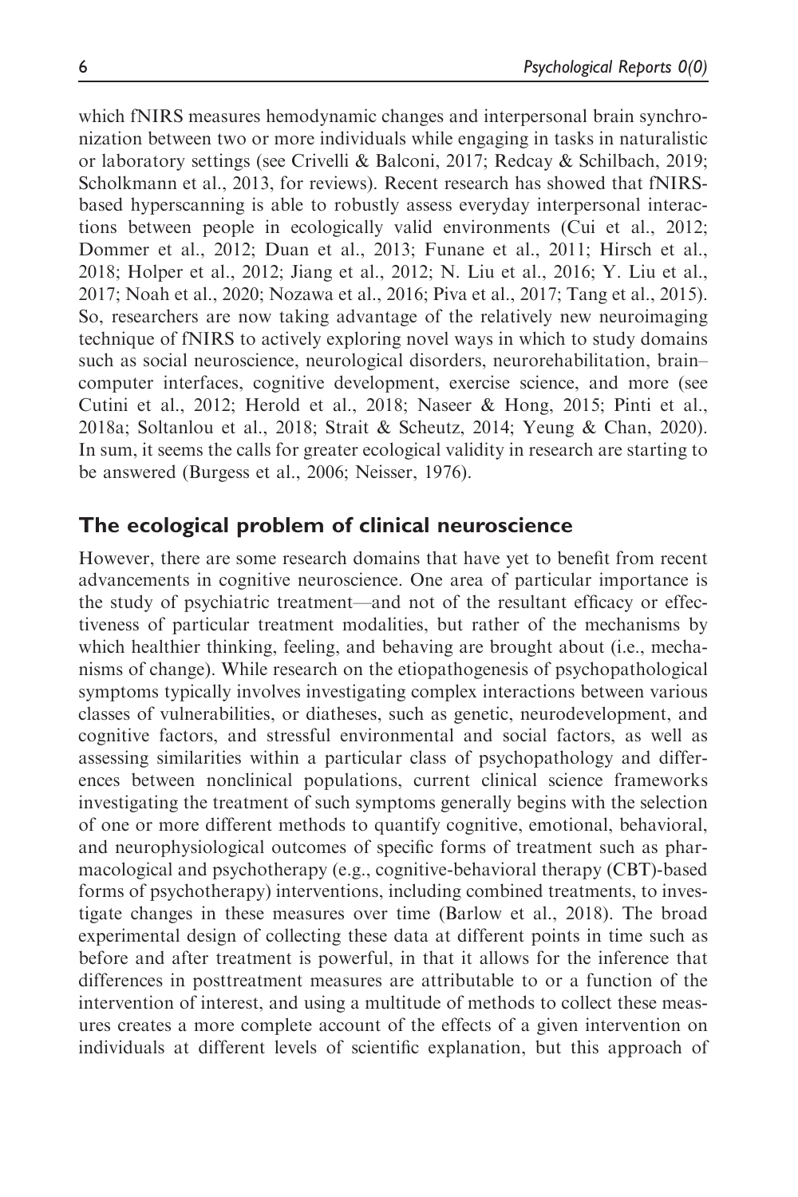which fNIRS measures hemodynamic changes and interpersonal brain synchronization between two or more individuals while engaging in tasks in naturalistic or laboratory settings (see Crivelli & Balconi, 2017; Redcay & Schilbach, 2019; Scholkmann et al., 2013, for reviews). Recent research has showed that fNIRS-based hyperscanning is able to robustly assess everyday interpersonal interactions between people in ecologically valid environments (Cui et al., 2012; Dommer et al., 2012; Duan et al., 2013; Funane et al., 2011; Hirsch et al., 2018; Holper et al., 2012; Jiang et al., 2012; N. Liu et al., 2016; Y. Liu et al., 2017; Noah et al., 2020; Nozawa et al., 2016; Piva et al., 2017; Tang et al., 2015). So, researchers are now taking advantage of the relatively new neuroimaging technique of fNIRS to actively exploring novel ways in which to study domains such as social neuroscience, neurological disorders, neurorehabilitation, brain–computer interfaces, cognitive development, exercise science, and more (see Cutini et al., 2012; Herold et al., 2018; Naseer & Hong, 2015; Pinti et al., 2018a; Soltanlou et al., 2018; Strait & Scheutz, 2014; Yeung & Chan, 2020). In sum, it seems the calls for greater ecological validity in research are starting to be answered (Burgess et al., 2006; Neisser, 1976).

## The ecological problem of clinical neuroscience

However, there are some research domains that have yet to benefit from recent advancements in cognitive neuroscience. One area of particular importance is the study of psychiatric treatment—and not of the resultant efficacy or effectiveness of particular treatment modalities, but rather of the mechanisms by which healthier thinking, feeling, and behaving are brought about (i.e., mechanisms of change). While research on the etiopathogenesis of psychopathological symptoms typically involves investigating complex interactions between various classes of vulnerabilities, or diatheses, such as genetic, neurodevelopment, and cognitive factors, and stressful environmental and social factors, as well as assessing similarities within a particular class of psychopathology and differences between nonclinical populations, current clinical science frameworks investigating the treatment of such symptoms generally begins with the selection of one or more different methods to quantify cognitive, emotional, behavioral, and neurophysiological outcomes of specific forms of treatment such as pharmacological and psychotherapy (e.g., cognitive-behavioral therapy (CBT)-based forms of psychotherapy) interventions, including combined treatments, to investigate changes in these measures over time (Barlow et al., 2018). The broad experimental design of collecting these data at different points in time such as before and after treatment is powerful, in that it allows for the inference that differences in posttreatment measures are attributable to or a function of the intervention of interest, and using a multitude of methods to collect these measures creates a more complete account of the effects of a given intervention on individuals at different levels of scientific explanation, but this approach of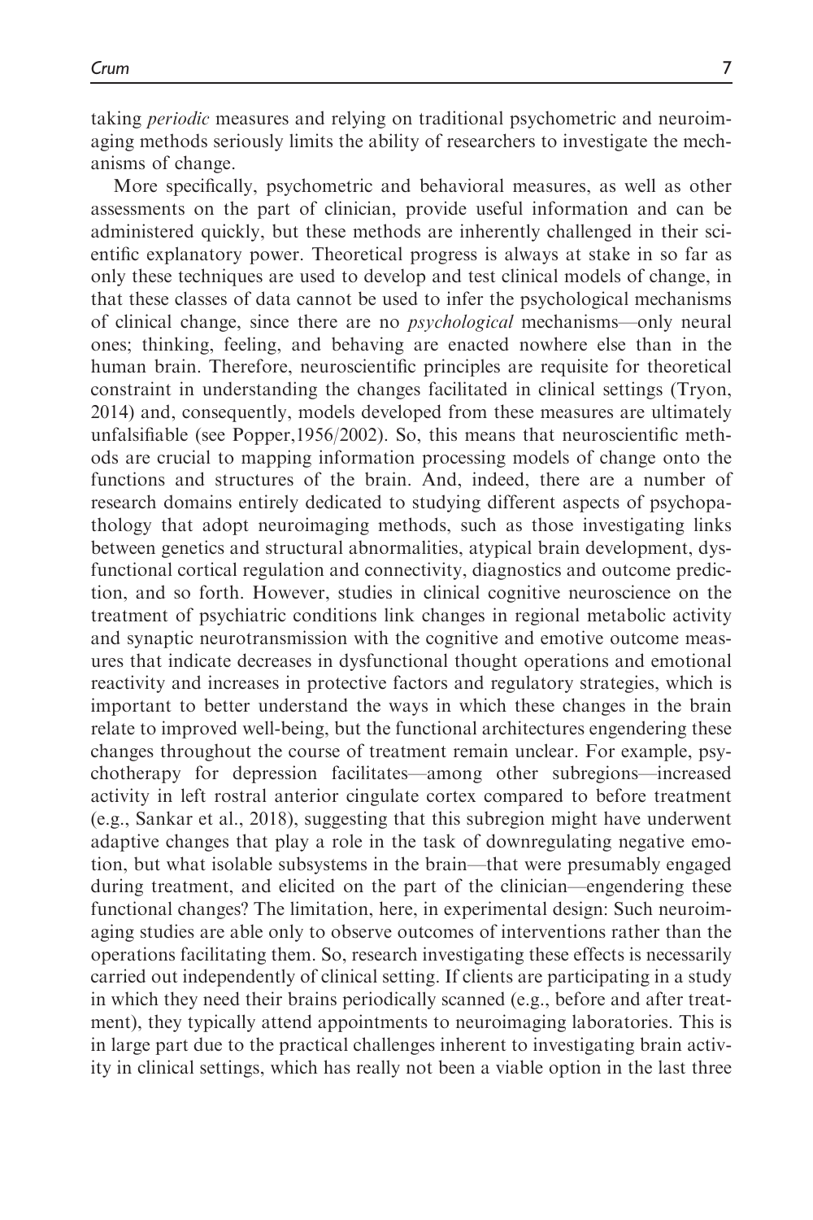taking *periodic* measures and relying on traditional psychometric and neuroimaging methods seriously limits the ability of researchers to investigate the mechanisms of change.

More specifically, psychometric and behavioral measures, as well as other assessments on the part of clinician, provide useful information and can be administered quickly, but these methods are inherently challenged in their scientific explanatory power. Theoretical progress is always at stake in so far as only these techniques are used to develop and test clinical models of change, in that these classes of data cannot be used to infer the psychological mechanisms of clinical change, since there are no *psychological* mechanisms—only neural ones; thinking, feeling, and behaving are enacted nowhere else than in the human brain. Therefore, neuroscientific principles are requisite for theoretical constraint in understanding the changes facilitated in clinical settings (Tryon, 2014) and, consequently, models developed from these measures are ultimately unfalsifiable (see Popper,1956/2002). So, this means that neuroscientific methods are crucial to mapping information processing models of change onto the functions and structures of the brain. And, indeed, there are a number of research domains entirely dedicated to studying different aspects of psychopathology that adopt neuroimaging methods, such as those investigating links between genetics and structural abnormalities, atypical brain development, dysfunctional cortical regulation and connectivity, diagnostics and outcome prediction, and so forth. However, studies in clinical cognitive neuroscience on the treatment of psychiatric conditions link changes in regional metabolic activity and synaptic neurotransmission with the cognitive and emotive outcome measures that indicate decreases in dysfunctional thought operations and emotional reactivity and increases in protective factors and regulatory strategies, which is important to better understand the ways in which these changes in the brain relate to improved well-being, but the functional architectures engendering these changes throughout the course of treatment remain unclear. For example, psychotherapy for depression facilitates—among other subregions—increased activity in left rostral anterior cingulate cortex compared to before treatment (e.g., Sankar et al., 2018), suggesting that this subregion might have underwent adaptive changes that play a role in the task of downregulating negative emotion, but what isolable subsystems in the brain—that were presumably engaged during treatment, and elicited on the part of the clinician—engendering these functional changes? The limitation, here, in experimental design: Such neuroimaging studies are able only to observe outcomes of interventions rather than the operations facilitating them. So, research investigating these effects is necessarily carried out independently of clinical setting. If clients are participating in a study in which they need their brains periodically scanned (e.g., before and after treatment), they typically attend appointments to neuroimaging laboratories. This is in large part due to the practical challenges inherent to investigating brain activity in clinical settings, which has really not been a viable option in the last three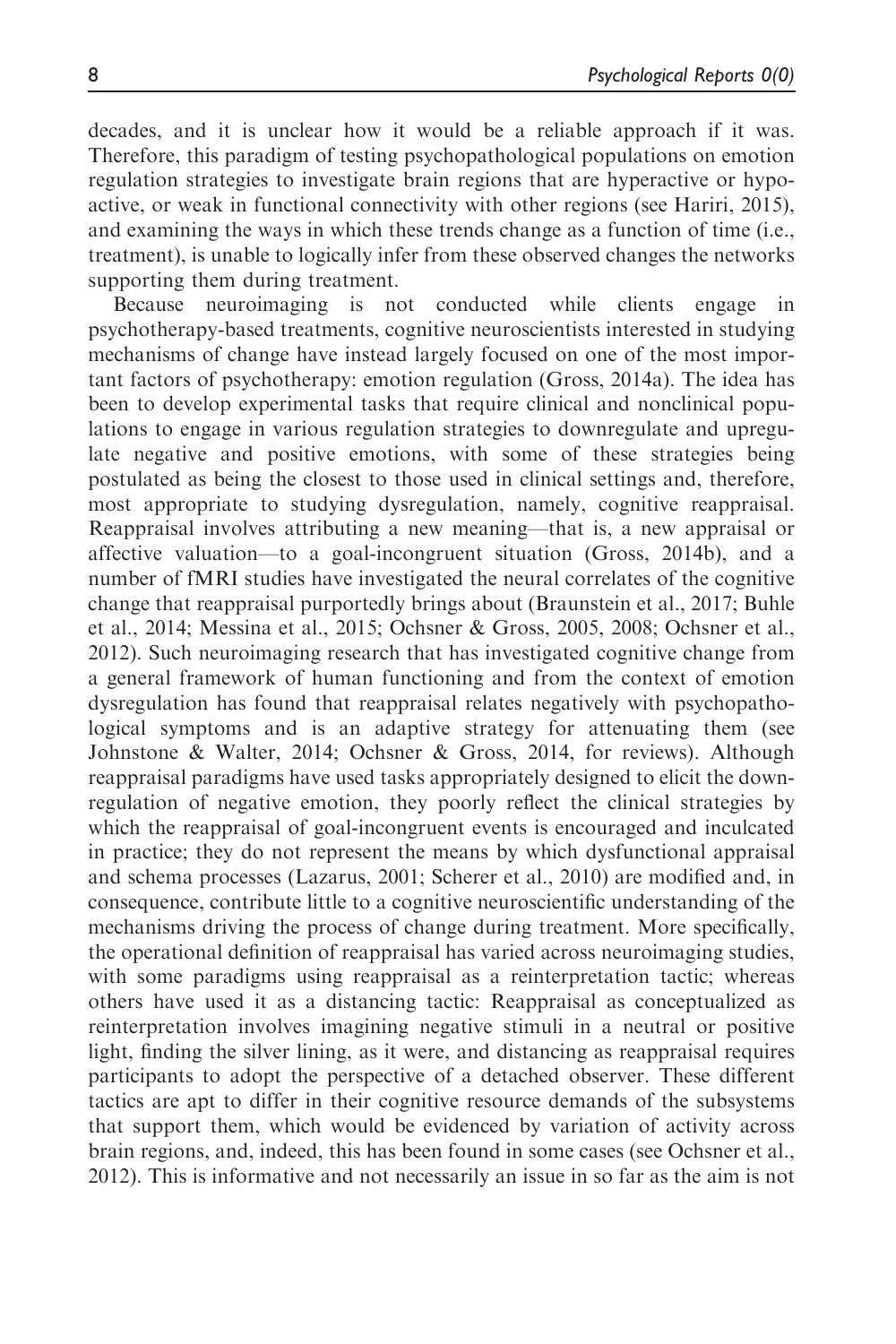decades, and it is unclear how it would be a reliable approach if it was. Therefore, this paradigm of testing psychopathological populations on emotion regulation strategies to investigate brain regions that are hyperactive or hypoactive, or weak in functional connectivity with other regions (see Hariri, 2015), and examining the ways in which these trends change as a function of time (i.e., treatment), is unable to logically infer from these observed changes the networks supporting them during treatment.

Because neuroimaging is not conducted while clients engage in psychotherapy-based treatments, cognitive neuroscientists interested in studying mechanisms of change have instead largely focused on one of the most important factors of psychotherapy: emotion regulation (Gross, 2014a). The idea has been to develop experimental tasks that require clinical and nonclinical populations to engage in various regulation strategies to downregulate and upregulate negative and positive emotions, with some of these strategies being postulated as being the closest to those used in clinical settings and, therefore, most appropriate to studying dysregulation, namely, cognitive reappraisal. Reappraisal involves attributing a new meaning—that is, a new appraisal or affective valuation—to a goal-incongruent situation (Gross, 2014b), and a number of fMRI studies have investigated the neural correlates of the cognitive change that reappraisal purportedly brings about (Braunstein et al., 2017; Buhle et al., 2014; Messina et al., 2015; Ochsner & Gross, 2005, 2008; Ochsner et al., 2012). Such neuroimaging research that has investigated cognitive change from a general framework of human functioning and from the context of emotion dysregulation has found that reappraisal relates negatively with psychopathological symptoms and is an adaptive strategy for attenuating them (see Johnstone & Walter, 2014; Ochsner & Gross, 2014, for reviews). Although reappraisal paradigms have used tasks appropriately designed to elicit the downregulation of negative emotion, they poorly reflect the clinical strategies by which the reappraisal of goal-incongruent events is encouraged and inculcated in practice; they do not represent the means by which dysfunctional appraisal and schema processes (Lazarus, 2001; Scherer et al., 2010) are modified and, in consequence, contribute little to a cognitive neuroscientific understanding of the mechanisms driving the process of change during treatment. More specifically, the operational definition of reappraisal has varied across neuroimaging studies, with some paradigms using reappraisal as a reinterpretation tactic; whereas others have used it as a distancing tactic: Reappraisal as conceptualized as reinterpretation involves imagining negative stimuli in a neutral or positive light, finding the silver lining, as it were, and distancing as reappraisal requires participants to adopt the perspective of a detached observer. These different tactics are apt to differ in their cognitive resource demands of the subsystems that support them, which would be evidenced by variation of activity across brain regions, and, indeed, this has been found in some cases (see Ochsner et al., 2012). This is informative and not necessarily an issue in so far as the aim is not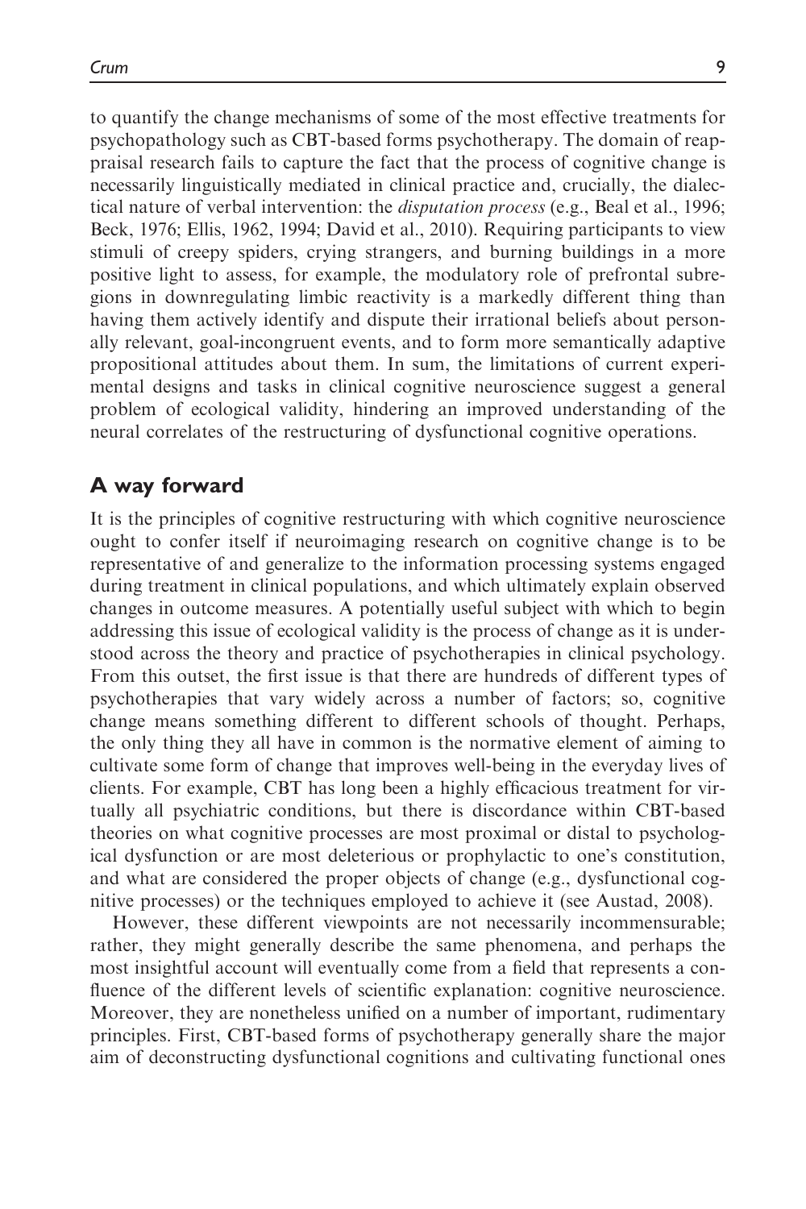to quantify the change mechanisms of some of the most effective treatments for psychopathology such as CBT-based forms psychotherapy. The domain of reappraisal research fails to capture the fact that the process of cognitive change is necessarily linguistically mediated in clinical practice and, crucially, the dialectical nature of verbal intervention: the *disputation process* (e.g., Beal et al., 1996; Beck, 1976; Ellis, 1962, 1994; David et al., 2010). Requiring participants to view stimuli of creepy spiders, crying strangers, and burning buildings in a more positive light to assess, for example, the modulatory role of prefrontal subregions in downregulating limbic reactivity is a markedly different thing than having them actively identify and dispute their irrational beliefs about personally relevant, goal-incongruent events, and to form more semantically adaptive propositional attitudes about them. In sum, the limitations of current experimental designs and tasks in clinical cognitive neuroscience suggest a general problem of ecological validity, hindering an improved understanding of the neural correlates of the restructuring of dysfunctional cognitive operations.

## A way forward

It is the principles of cognitive restructuring with which cognitive neuroscience ought to confer itself if neuroimaging research on cognitive change is to be representative of and generalize to the information processing systems engaged during treatment in clinical populations, and which ultimately explain observed changes in outcome measures. A potentially useful subject with which to begin addressing this issue of ecological validity is the process of change as it is understood across the theory and practice of psychotherapies in clinical psychology. From this outset, the first issue is that there are hundreds of different types of psychotherapies that vary widely across a number of factors; so, cognitive change means something different to different schools of thought. Perhaps, the only thing they all have in common is the normative element of aiming to cultivate some form of change that improves well-being in the everyday lives of clients. For example, CBT has long been a highly efficacious treatment for virtually all psychiatric conditions, but there is discordance within CBT-based theories on what cognitive processes are most proximal or distal to psychological dysfunction or are most deleterious or prophylactic to one's constitution, and what are considered the proper objects of change (e.g., dysfunctional cognitive processes) or the techniques employed to achieve it (see Austad, 2008).

However, these different viewpoints are not necessarily incommensurable; rather, they might generally describe the same phenomena, and perhaps the most insightful account will eventually come from a field that represents a confluence of the different levels of scientific explanation: cognitive neuroscience. Moreover, they are nonetheless unified on a number of important, rudimentary principles. First, CBT-based forms of psychotherapy generally share the major aim of deconstructing dysfunctional cognitions and cultivating functional ones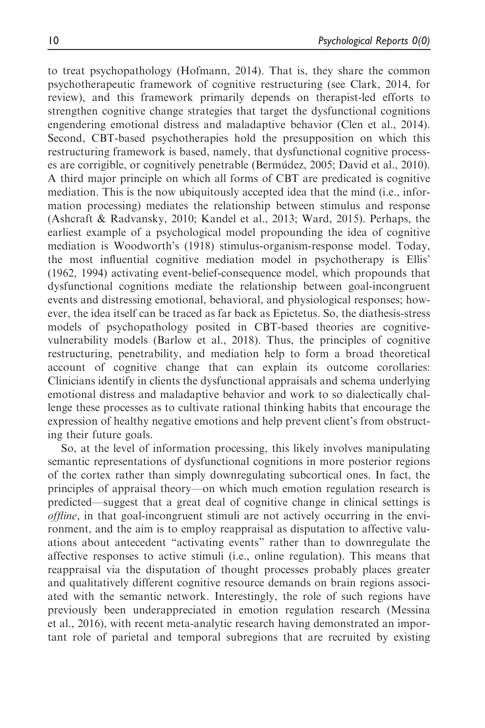to treat psychopathology (Hofmann, 2014). That is, they share the common psychotherapeutic framework of cognitive restructuring (see Clark, 2014, for review), and this framework primarily depends on therapist-led efforts to strengthen cognitive change strategies that target the dysfunctional cognitions engendering emotional distress and maladaptive behavior (Clen et al., 2014). Second, CBT-based psychotherapies hold the presupposition on which this restructuring framework is based, namely, that dysfunctional cognitive processes are corrigible, or cognitively penetrable (Bermúdez, 2005; David et al., 2010). A third major principle on which all forms of CBT are predicated is cognitive mediation. This is the now ubiquitously accepted idea that the mind (i.e., information processing) mediates the relationship between stimulus and response (Ashcraft & Radvansky, 2010; Kandel et al., 2013; Ward, 2015). Perhaps, the earliest example of a psychological model propounding the idea of cognitive mediation is Woodworth's (1918) stimulus-organism-response model. Today, the most influential cognitive mediation model in psychotherapy is Ellis' (1962, 1994) activating event-belief-consequence model, which propounds that dysfunctional cognitions mediate the relationship between goal-incongruent events and distressing emotional, behavioral, and physiological responses; however, the idea itself can be traced as far back as Epictetus. So, the diathesis-stress models of psychopathology posited in CBT-based theories are cognitive-vulnerability models (Barlow et al., 2018). Thus, the principles of cognitive restructuring, penetrability, and mediation help to form a broad theoretical account of cognitive change that can explain its outcome corollaries: Clinicians identify in clients the dysfunctional appraisals and schema underlying emotional distress and maladaptive behavior and work to so dialectically challenge these processes as to cultivate rational thinking habits that encourage the expression of healthy negative emotions and help prevent client's from obstructing their future goals.

So, at the level of information processing, this likely involves manipulating semantic representations of dysfunctional cognitions in more posterior regions of the cortex rather than simply downregulating subcortical ones. In fact, the principles of appraisal theory—on which much emotion regulation research is predicted—suggest that a great deal of cognitive change in clinical settings is *offline*, in that goal-incongruent stimuli are not actively occurring in the environment, and the aim is to employ reappraisal as disputation to affective valuations about antecedent "activating events" rather than to downregulate the affective responses to active stimuli (i.e., online regulation). This means that reappraisal via the disputation of thought processes probably places greater and qualitatively different cognitive resource demands on brain regions associated with the semantic network. Interestingly, the role of such regions have previously been underappreciated in emotion regulation research (Messina et al., 2016), with recent meta-analytic research having demonstrated an important role of parietal and temporal subregions that are recruited by existing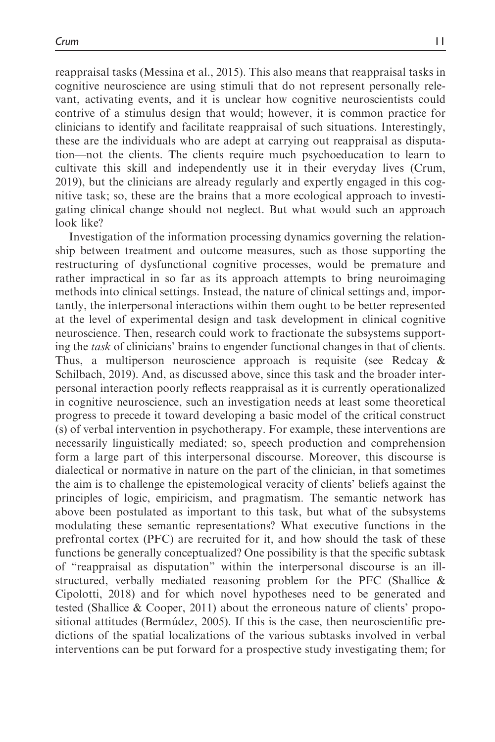reappraisal tasks (Messina et al., 2015). This also means that reappraisal tasks in cognitive neuroscience are using stimuli that do not represent personally relevant, activating events, and it is unclear how cognitive neuroscientists could contrive of a stimulus design that would; however, it is common practice for clinicians to identify and facilitate reappraisal of such situations. Interestingly, these are the individuals who are adept at carrying out reappraisal as disputation—not the clients. The clients require much psychoeducation to learn to cultivate this skill and independently use it in their everyday lives (Crum, 2019), but the clinicians are already regularly and expertly engaged in this cognitive task; so, these are the brains that a more ecological approach to investigating clinical change should not neglect. But what would such an approach look like?

Investigation of the information processing dynamics governing the relationship between treatment and outcome measures, such as those supporting the restructuring of dysfunctional cognitive processes, would be premature and rather impractical in so far as its approach attempts to bring neuroimaging methods into clinical settings. Instead, the nature of clinical settings and, importantly, the interpersonal interactions within them ought to be better represented at the level of experimental design and task development in clinical cognitive neuroscience. Then, research could work to fractionate the subsystems supporting the *task* of clinicians' brains to engender functional changes in that of clients. Thus, a multiperson neuroscience approach is requisite (see Redcay & Schilbach, 2019). And, as discussed above, since this task and the broader interpersonal interaction poorly reflects reappraisal as it is currently operationalized in cognitive neuroscience, such an investigation needs at least some theoretical progress to precede it toward developing a basic model of the critical construct (s) of verbal intervention in psychotherapy. For example, these interventions are necessarily linguistically mediated; so, speech production and comprehension form a large part of this interpersonal discourse. Moreover, this discourse is dialectical or normative in nature on the part of the clinician, in that sometimes the aim is to challenge the epistemological veracity of clients' beliefs against the principles of logic, empiricism, and pragmatism. The semantic network has above been postulated as important to this task, but what of the subsystems modulating these semantic representations? What executive functions in the prefrontal cortex (PFC) are recruited for it, and how should the task of these functions be generally conceptualized? One possibility is that the specific subtask of "reappraisal as disputation" within the interpersonal discourse is an ill-structured, verbally mediated reasoning problem for the PFC (Shallice & Cipolotti, 2018) and for which novel hypotheses need to be generated and tested (Shallice & Cooper, 2011) about the erroneous nature of clients' propositional attitudes (Bermúdez, 2005). If this is the case, then neuroscientific predictions of the spatial localizations of the various subtasks involved in verbal interventions can be put forward for a prospective study investigating them; for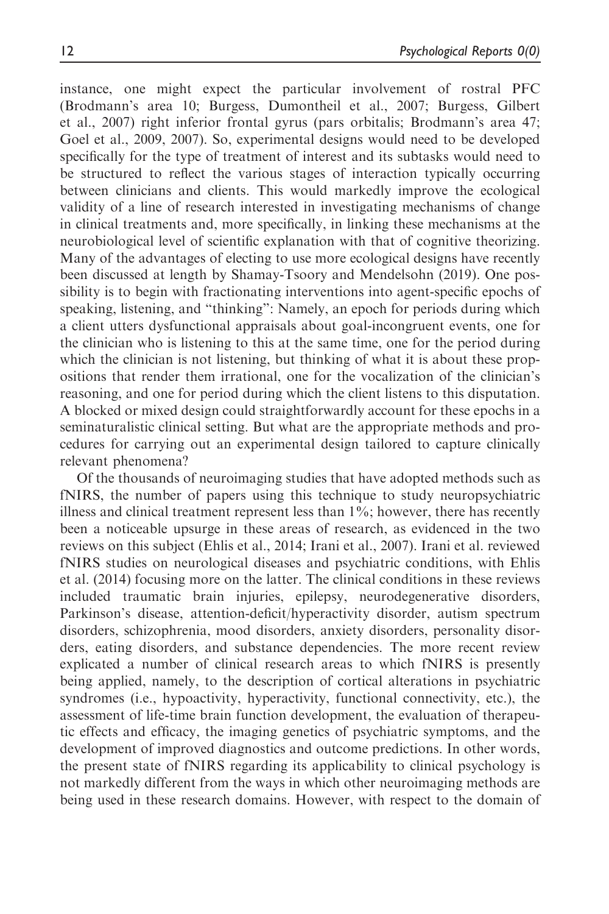instance, one might expect the particular involvement of rostral PFC (Brodmann's area 10; Burgess, Dumontheil et al., 2007; Burgess, Gilbert et al., 2007) right inferior frontal gyrus (pars orbitalis; Brodmann's area 47; Goel et al., 2009, 2007). So, experimental designs would need to be developed specifically for the type of treatment of interest and its subtasks would need to be structured to reflect the various stages of interaction typically occurring between clinicians and clients. This would markedly improve the ecological validity of a line of research interested in investigating mechanisms of change in clinical treatments and, more specifically, in linking these mechanisms at the neurobiological level of scientific explanation with that of cognitive theorizing. Many of the advantages of electing to use more ecological designs have recently been discussed at length by Shamay-Tsoory and Mendelsohn (2019). One possibility is to begin with fractionating interventions into agent-specific epochs of speaking, listening, and "thinking": Namely, an epoch for periods during which a client utters dysfunctional appraisals about goal-incongruent events, one for the clinician who is listening to this at the same time, one for the period during which the clinician is not listening, but thinking of what it is about these propositions that render them irrational, one for the vocalization of the clinician's reasoning, and one for period during which the client listens to this disputation. A blocked or mixed design could straightforwardly account for these epochs in a seminaturalistic clinical setting. But what are the appropriate methods and procedures for carrying out an experimental design tailored to capture clinically relevant phenomena?

Of the thousands of neuroimaging studies that have adopted methods such as fNIRS, the number of papers using this technique to study neuropsychiatric illness and clinical treatment represent less than 1%; however, there has recently been a noticeable upsurge in these areas of research, as evidenced in the two reviews on this subject (Ehlis et al., 2014; Irani et al., 2007). Irani et al. reviewed fNIRS studies on neurological diseases and psychiatric conditions, with Ehlis et al. (2014) focusing more on the latter. The clinical conditions in these reviews included traumatic brain injuries, epilepsy, neurodegenerative disorders, Parkinson's disease, attention-deficit/hyperactivity disorder, autism spectrum disorders, schizophrenia, mood disorders, anxiety disorders, personality disorders, eating disorders, and substance dependencies. The more recent review explicated a number of clinical research areas to which fNIRS is presently being applied, namely, to the description of cortical alterations in psychiatric syndromes (i.e., hypoactivity, hyperactivity, functional connectivity, etc.), the assessment of life-time brain function development, the evaluation of therapeutic effects and efficacy, the imaging genetics of psychiatric symptoms, and the development of improved diagnostics and outcome predictions. In other words, the present state of fNIRS regarding its applicability to clinical psychology is not markedly different from the ways in which other neuroimaging methods are being used in these research domains. However, with respect to the domain of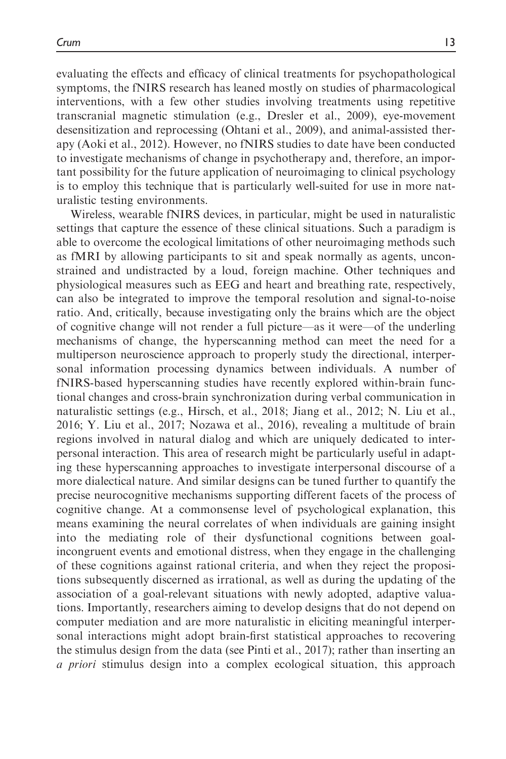evaluating the effects and efficacy of clinical treatments for psychopathological symptoms, the fNIRS research has leaned mostly on studies of pharmacological interventions, with a few other studies involving treatments using repetitive transcranial magnetic stimulation (e.g., Dresler et al., 2009), eye-movement desensitization and reprocessing (Ohtani et al., 2009), and animal-assisted therapy (Aoki et al., 2012). However, no fNIRS studies to date have been conducted to investigate mechanisms of change in psychotherapy and, therefore, an important possibility for the future application of neuroimaging to clinical psychology is to employ this technique that is particularly well-suited for use in more naturalistic testing environments.

Wireless, wearable fNIRS devices, in particular, might be used in naturalistic settings that capture the essence of these clinical situations. Such a paradigm is able to overcome the ecological limitations of other neuroimaging methods such as fMRI by allowing participants to sit and speak normally as agents, unconstrained and undistracted by a loud, foreign machine. Other techniques and physiological measures such as EEG and heart and breathing rate, respectively, can also be integrated to improve the temporal resolution and signal-to-noise ratio. And, critically, because investigating only the brains which are the object of cognitive change will not render a full picture—as it were—of the underling mechanisms of change, the hyperscanning method can meet the need for a multiperson neuroscience approach to properly study the directional, interpersonal information processing dynamics between individuals. A number of fNIRS-based hyperscanning studies have recently explored within-brain functional changes and cross-brain synchronization during verbal communication in naturalistic settings (e.g., Hirsch, et al., 2018; Jiang et al., 2012; N. Liu et al., 2016; Y. Liu et al., 2017; Nozawa et al., 2016), revealing a multitude of brain regions involved in natural dialog and which are uniquely dedicated to interpersonal interaction. This area of research might be particularly useful in adapting these hyperscanning approaches to investigate interpersonal discourse of a more dialectical nature. And similar designs can be tuned further to quantify the precise neurocognitive mechanisms supporting different facets of the process of cognitive change. At a commonsense level of psychological explanation, this means examining the neural correlates of when individuals are gaining insight into the mediating role of their dysfunctional cognitions between goal-incongruent events and emotional distress, when they engage in the challenging of these cognitions against rational criteria, and when they reject the propositions subsequently discerned as irrational, as well as during the updating of the association of a goal-relevant situations with newly adopted, adaptive valuations. Importantly, researchers aiming to develop designs that do not depend on computer mediation and are more naturalistic in eliciting meaningful interpersonal interactions might adopt brain-first statistical approaches to recovering the stimulus design from the data (see Pinti et al., 2017); rather than inserting an *a priori* stimulus design into a complex ecological situation, this approach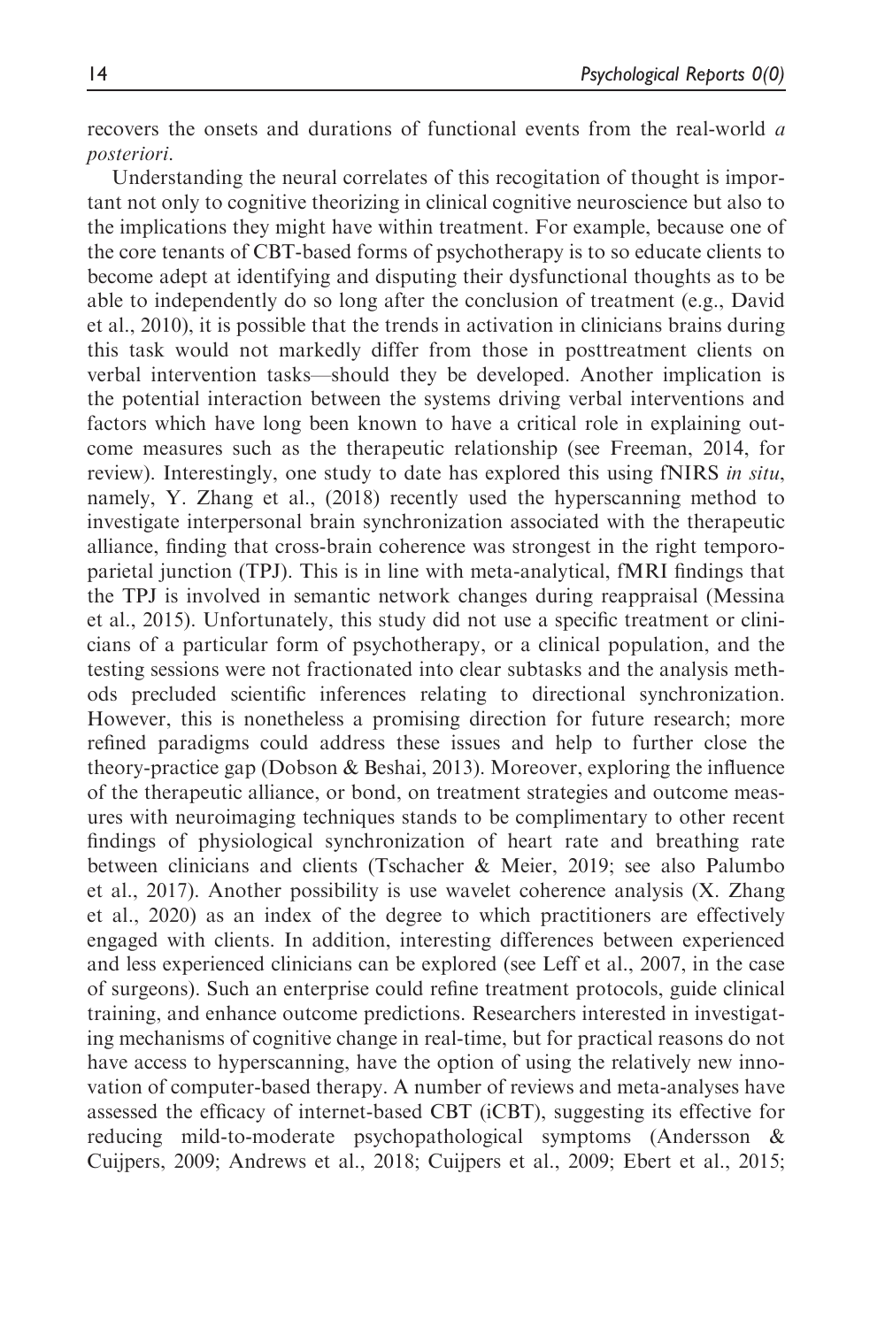recovers the onsets and durations of functional events from the real-world *a posteriori*.

Understanding the neural correlates of this recogitation of thought is important not only to cognitive theorizing in clinical cognitive neuroscience but also to the implications they might have within treatment. For example, because one of the core tenants of CBT-based forms of psychotherapy is to so educate clients to become adept at identifying and disputing their dysfunctional thoughts as to be able to independently do so long after the conclusion of treatment (e.g., David et al., 2010), it is possible that the trends in activation in clinicians brains during this task would not markedly differ from those in posttreatment clients on verbal intervention tasks—should they be developed. Another implication is the potential interaction between the systems driving verbal interventions and factors which have long been known to have a critical role in explaining outcome measures such as the therapeutic relationship (see Freeman, 2014, for review). Interestingly, one study to date has explored this using fNIRS *in situ*, namely, Y. Zhang et al., (2018) recently used the hyperscanning method to investigate interpersonal brain synchronization associated with the therapeutic alliance, finding that cross-brain coherence was strongest in the right temporoparietal junction (TPJ). This is in line with meta-analytical, fMRI findings that the TPJ is involved in semantic network changes during reappraisal (Messina et al., 2015). Unfortunately, this study did not use a specific treatment or clinicians of a particular form of psychotherapy, or a clinical population, and the testing sessions were not fractionated into clear subtasks and the analysis methods precluded scientific inferences relating to directional synchronization. However, this is nonetheless a promising direction for future research; more refined paradigms could address these issues and help to further close the theory-practice gap (Dobson & Beshai, 2013). Moreover, exploring the influence of the therapeutic alliance, or bond, on treatment strategies and outcome measures with neuroimaging techniques stands to be complimentary to other recent findings of physiological synchronization of heart rate and breathing rate between clinicians and clients (Tschacher & Meier, 2019; see also Palumbo et al., 2017). Another possibility is use wavelet coherence analysis (X. Zhang et al., 2020) as an index of the degree to which practitioners are effectively engaged with clients. In addition, interesting differences between experienced and less experienced clinicians can be explored (see Leff et al., 2007, in the case of surgeons). Such an enterprise could refine treatment protocols, guide clinical training, and enhance outcome predictions. Researchers interested in investigating mechanisms of cognitive change in real-time, but for practical reasons do not have access to hyperscanning, have the option of using the relatively new innovation of computer-based therapy. A number of reviews and meta-analyses have assessed the efficacy of internet-based CBT (iCBT), suggesting its effective for reducing mild-to-moderate psychopathological symptoms (Andersson & Cuijpers, 2009; Andrews et al., 2018; Cuijpers et al., 2009; Ebert et al., 2015;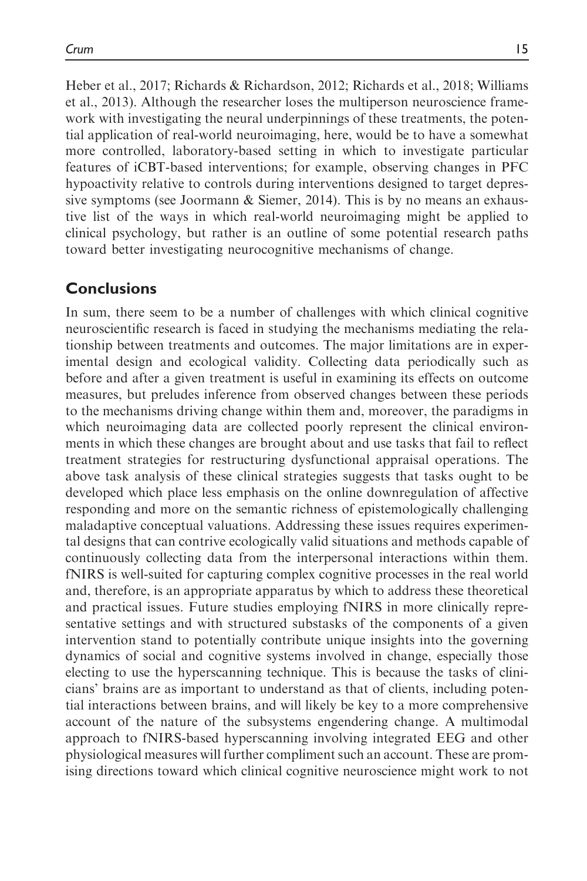Heber et al., 2017; Richards & Richardson, 2012; Richards et al., 2018; Williams et al., 2013). Although the researcher loses the multiperson neuroscience framework with investigating the neural underpinnings of these treatments, the potential application of real-world neuroimaging, here, would be to have a somewhat more controlled, laboratory-based setting in which to investigate particular features of iCBT-based interventions; for example, observing changes in PFC hypoactivity relative to controls during interventions designed to target depressive symptoms (see Joormann & Siemer, 2014). This is by no means an exhaustive list of the ways in which real-world neuroimaging might be applied to clinical psychology, but rather is an outline of some potential research paths toward better investigating neurocognitive mechanisms of change.

## Conclusions

In sum, there seem to be a number of challenges with which clinical cognitive neuroscientific research is faced in studying the mechanisms mediating the relationship between treatments and outcomes. The major limitations are in experimental design and ecological validity. Collecting data periodically such as before and after a given treatment is useful in examining its effects on outcome measures, but preludes inference from observed changes between these periods to the mechanisms driving change within them and, moreover, the paradigms in which neuroimaging data are collected poorly represent the clinical environments in which these changes are brought about and use tasks that fail to reflect treatment strategies for restructuring dysfunctional appraisal operations. The above task analysis of these clinical strategies suggests that tasks ought to be developed which place less emphasis on the online downregulation of affective responding and more on the semantic richness of epistemologically challenging maladaptive conceptual valuations. Addressing these issues requires experimental designs that can contrive ecologically valid situations and methods capable of continuously collecting data from the interpersonal interactions within them. fNIRS is well-suited for capturing complex cognitive processes in the real world and, therefore, is an appropriate apparatus by which to address these theoretical and practical issues. Future studies employing fNIRS in more clinically representative settings and with structured substasks of the components of a given intervention stand to potentially contribute unique insights into the governing dynamics of social and cognitive systems involved in change, especially those electing to use the hyperscanning technique. This is because the tasks of clinicians' brains are as important to understand as that of clients, including potential interactions between brains, and will likely be key to a more comprehensive account of the nature of the subsystems engendering change. A multimodal approach to fNIRS-based hyperscanning involving integrated EEG and other physiological measures will further compliment such an account. These are promising directions toward which clinical cognitive neuroscience might work to not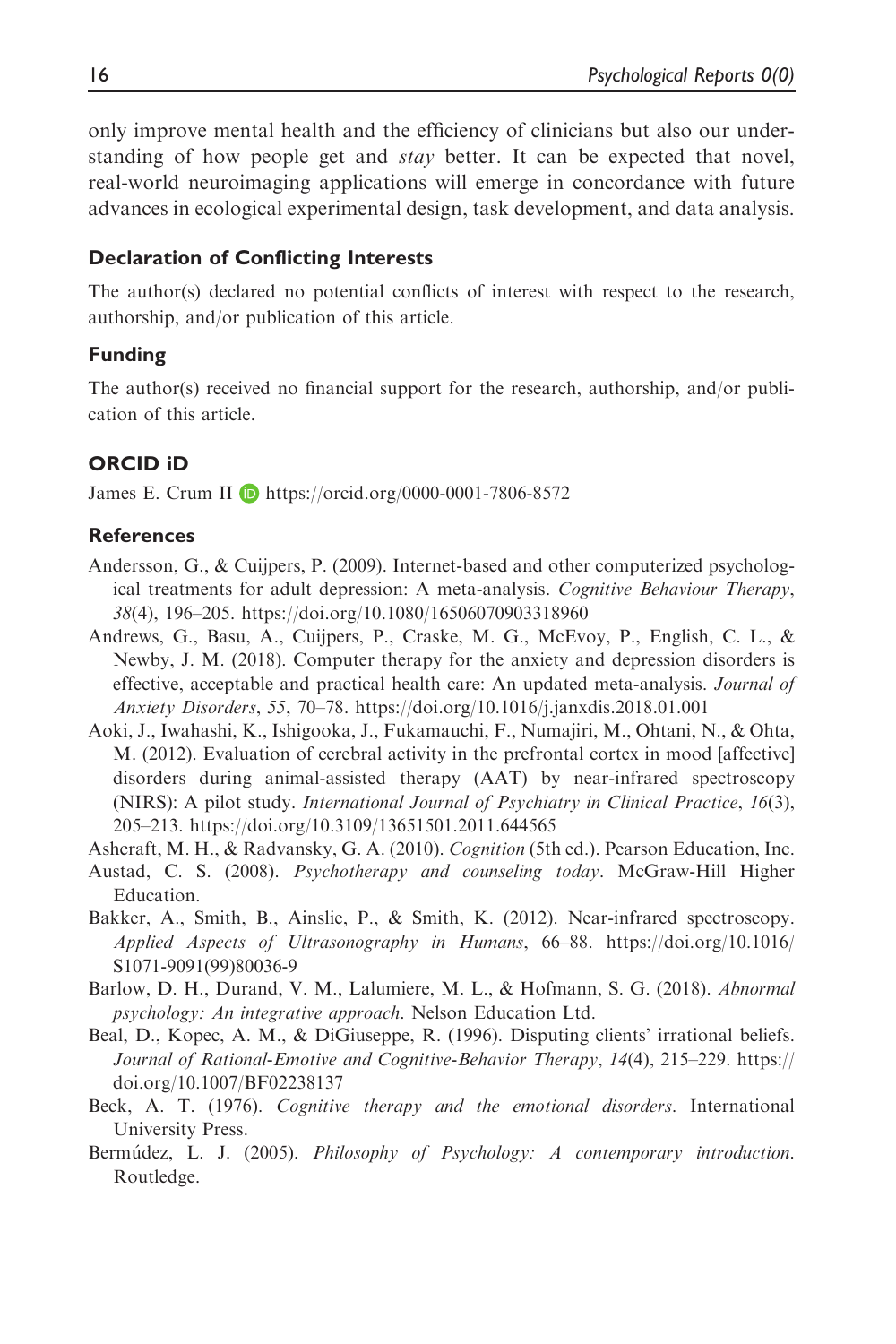only improve mental health and the efficiency of clinicians but also our understanding of how people get and *stay* better. It can be expected that novel, real-world neuroimaging applications will emerge in concordance with future advances in ecological experimental design, task development, and data analysis.

## Declaration of Conflicting Interests

The author(s) declared no potential conflicts of interest with respect to the research, authorship, and/or publication of this article.

## Funding

The author(s) received no financial support for the research, authorship, and/or publication of this article.

## ORCID iD

James E. Crum II https://orcid.org/0000-0001-7806-8572

## References

Andersson, G., & Cuijpers, P. (2009). Internet-based and other computerized psychological treatments for adult depression: A meta-analysis. *Cognitive Behaviour Therapy*, *38*(4), 196–205. https://doi.org/10.1080/16506070903318960

Andrews, G., Basu, A., Cuijpers, P., Craske, M. G., McEvoy, P., English, C. L., & Newby, J. M. (2018). Computer therapy for the anxiety and depression disorders is effective, acceptable and practical health care: An updated meta-analysis. *Journal of Anxiety Disorders*, *55*, 70–78. https://doi.org/10.1016/j.janxdis.2018.01.001

Aoki, J., Iwahashi, K., Ishigooka, J., Fukamauchi, F., Numajiri, M., Ohtani, N., & Ohta, M. (2012). Evaluation of cerebral activity in the prefrontal cortex in mood [affective] disorders during animal-assisted therapy (AAT) by near-infrared spectroscopy (NIRS): A pilot study. *International Journal of Psychiatry in Clinical Practice*, *16*(3), 205–213. https://doi.org/10.3109/13651501.2011.644565

Ashcraft, M. H., & Radvansky, G. A. (2010). *Cognition* (5th ed.). Pearson Education, Inc.

Austad, C. S. (2008). *Psychotherapy and counseling today*. McGraw-Hill Higher Education.

Bakker, A., Smith, B., Ainslie, P., & Smith, K. (2012). Near-infrared spectroscopy. *Applied Aspects of Ultrasonography in Humans*, 66–88. https://doi.org/10.1016/S1071-9091(99)80036-9

Barlow, D. H., Durand, V. M., Lalumiere, M. L., & Hofmann, S. G. (2018). *Abnormal psychology: An integrative approach*. Nelson Education Ltd.

Beal, D., Kopec, A. M., & DiGiuseppe, R. (1996). Disputing clients' irrational beliefs. *Journal of Rational-Emotive and Cognitive-Behavior Therapy*, *14*(4), 215–229. https://doi.org/10.1007/BF02238137

Beck, A. T. (1976). *Cognitive therapy and the emotional disorders*. International University Press.

Bermúdez, L. J. (2005). *Philosophy of Psychology: A contemporary introduction*. Routledge.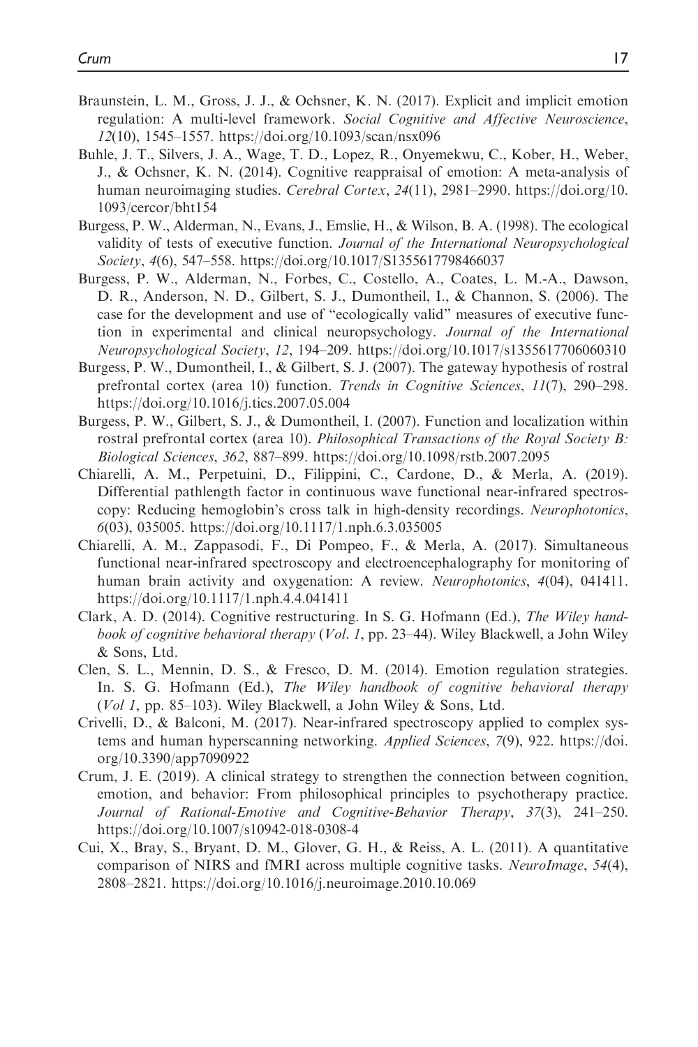Braunstein, L. M., Gross, J. J., & Ochsner, K. N. (2017). Explicit and implicit emotion regulation: A multi-level framework. *Social Cognitive and Affective Neuroscience*, *12*(10), 1545–1557. https://doi.org/10.1093/scan/nsx096

Buhle, J. T., Silvers, J. A., Wage, T. D., Lopez, R., Onyemekwu, C., Kober, H., Weber, J., & Ochsner, K. N. (2014). Cognitive reappraisal of emotion: A meta-analysis of human neuroimaging studies. *Cerebral Cortex*, *24*(11), 2981–2990. https://doi.org/10.1093/cercor/bht154

Burgess, P. W., Alderman, N., Evans, J., Emslie, H., & Wilson, B. A. (1998). The ecological validity of tests of executive function. *Journal of the International Neuropsychological Society*, *4*(6), 547–558. https://doi.org/10.1017/S1355617798466037

Burgess, P. W., Alderman, N., Forbes, C., Costello, A., Coates, L. M.-A., Dawson, D. R., Anderson, N. D., Gilbert, S. J., Dumontheil, I., & Channon, S. (2006). The case for the development and use of "ecologically valid" measures of executive function in experimental and clinical neuropsychology. *Journal of the International Neuropsychological Society*, *12*, 194–209. https://doi.org/10.1017/s1355617706060310

Burgess, P. W., Dumontheil, I., & Gilbert, S. J. (2007). The gateway hypothesis of rostral prefrontal cortex (area 10) function. *Trends in Cognitive Sciences*, *11*(7), 290–298. https://doi.org/10.1016/j.tics.2007.05.004

Burgess, P. W., Gilbert, S. J., & Dumontheil, I. (2007). Function and localization within rostral prefrontal cortex (area 10). *Philosophical Transactions of the Royal Society B: Biological Sciences*, *362*, 887–899. https://doi.org/10.1098/rstb.2007.2095

Chiarelli, A. M., Perpetuini, D., Filippini, C., Cardone, D., & Merla, A. (2019). Differential pathlength factor in continuous wave functional near-infrared spectroscopy: Reducing hemoglobin's cross talk in high-density recordings. *Neurophotonics*, *6*(03), 035005. https://doi.org/10.1117/1.nph.6.3.035005

Chiarelli, A. M., Zappasodi, F., Di Pompeo, F., & Merla, A. (2017). Simultaneous functional near-infrared spectroscopy and electroencephalography for monitoring of human brain activity and oxygenation: A review. *Neurophotonics*, *4*(04), 041411. https://doi.org/10.1117/1.nph.4.4.041411

Clark, A. D. (2014). Cognitive restructuring. In S. G. Hofmann (Ed.), *The Wiley handbook of cognitive behavioral therapy* (*Vol. 1*, pp. 23–44). Wiley Blackwell, a John Wiley & Sons, Ltd.

Clen, S. L., Mennin, D. S., & Fresco, D. M. (2014). Emotion regulation strategies. In. S. G. Hofmann (Ed.), *The Wiley handbook of cognitive behavioral therapy* (*Vol 1*, pp. 85–103). Wiley Blackwell, a John Wiley & Sons, Ltd.

Crivelli, D., & Balconi, M. (2017). Near-infrared spectroscopy applied to complex systems and human hyperscanning networking. *Applied Sciences*, *7*(9), 922. https://doi.org/10.3390/app7090922

Crum, J. E. (2019). A clinical strategy to strengthen the connection between cognition, emotion, and behavior: From philosophical principles to psychotherapy practice. *Journal of Rational-Emotive and Cognitive-Behavior Therapy*, *37*(3), 241–250. https://doi.org/10.1007/s10942-018-0308-4

Cui, X., Bray, S., Bryant, D. M., Glover, G. H., & Reiss, A. L. (2011). A quantitative comparison of NIRS and fMRI across multiple cognitive tasks. *NeuroImage*, *54*(4), 2808–2821. https://doi.org/10.1016/j.neuroimage.2010.10.069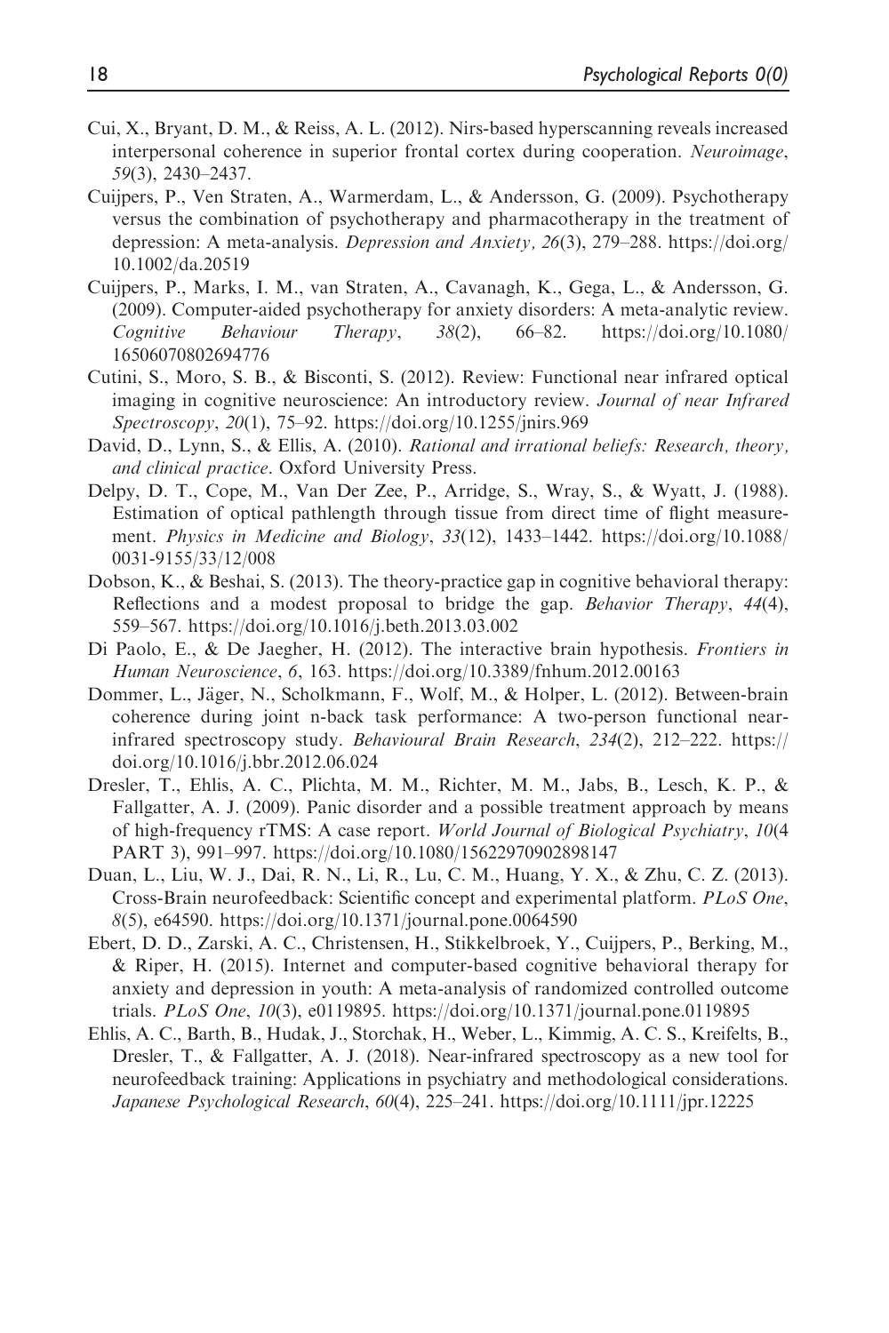Cui, X., Bryant, D. M., & Reiss, A. L. (2012). Nirs-based hyperscanning reveals increased interpersonal coherence in superior frontal cortex during cooperation. *Neuroimage*, *59*(3), 2430–2437.

Cuijpers, P., Ven Straten, A., Warmerdam, L., & Andersson, G. (2009). Psychotherapy versus the combination of psychotherapy and pharmacotherapy in the treatment of depression: A meta-analysis. *Depression and Anxiety*, *26*(3), 279–288. https://doi.org/10.1002/da.20519

Cuijpers, P., Marks, I. M., van Straten, A., Cavanagh, K., Gega, L., & Andersson, G. (2009). Computer-aided psychotherapy for anxiety disorders: A meta-analytic review. *Cognitive Behaviour Therapy*, *38*(2), 66–82. https://doi.org/10.1080/16506070802694776

Cutini, S., Moro, S. B., & Bisconti, S. (2012). Review: Functional near infrared optical imaging in cognitive neuroscience: An introductory review. *Journal of near Infrared Spectroscopy*, *20*(1), 75–92. https://doi.org/10.1255/jnirs.969

David, D., Lynn, S., & Ellis, A. (2010). *Rational and irrational beliefs: Research, theory, and clinical practice*. Oxford University Press.

Delpy, D. T., Cope, M., Van Der Zee, P., Arridge, S., Wray, S., & Wyatt, J. (1988). Estimation of optical pathlength through tissue from direct time of flight measurement. *Physics in Medicine and Biology*, *33*(12), 1433–1442. https://doi.org/10.1088/0031-9155/33/12/008

Dobson, K., & Beshai, S. (2013). The theory-practice gap in cognitive behavioral therapy: Reflections and a modest proposal to bridge the gap. *Behavior Therapy*, *44*(4), 559–567. https://doi.org/10.1016/j.beth.2013.03.002

Di Paolo, E., & De Jaegher, H. (2012). The interactive brain hypothesis. *Frontiers in Human Neuroscience*, *6*, 163. https://doi.org/10.3389/fnhum.2012.00163

Dommer, L., Jäger, N., Scholkmann, F., Wolf, M., & Holper, L. (2012). Between-brain coherence during joint n-back task performance: A two-person functional near-infrared spectroscopy study. *Behavioural Brain Research*, *234*(2), 212–222. https://doi.org/10.1016/j.bbr.2012.06.024

Dresler, T., Ehlis, A. C., Plichta, M. M., Richter, M. M., Jabs, B., Lesch, K. P., & Fallgatter, A. J. (2009). Panic disorder and a possible treatment approach by means of high-frequency rTMS: A case report. *World Journal of Biological Psychiatry*, *10*(4 PART 3), 991–997. https://doi.org/10.1080/15622970902898147

Duan, L., Liu, W. J., Dai, R. N., Li, R., Lu, C. M., Huang, Y. X., & Zhu, C. Z. (2013). Cross-Brain neurofeedback: Scientific concept and experimental platform. *PLoS One*, *8*(5), e64590. https://doi.org/10.1371/journal.pone.0064590

Ebert, D. D., Zarski, A. C., Christensen, H., Stikkelbroek, Y., Cuijpers, P., Berking, M., & Riper, H. (2015). Internet and computer-based cognitive behavioral therapy for anxiety and depression in youth: A meta-analysis of randomized controlled outcome trials. *PLoS One*, *10*(3), e0119895. https://doi.org/10.1371/journal.pone.0119895

Ehlis, A. C., Barth, B., Hudak, J., Storchak, H., Weber, L., Kimmig, A. C. S., Kreifelts, B., Dresler, T., & Fallgatter, A. J. (2018). Near-infrared spectroscopy as a new tool for neurofeedback training: Applications in psychiatry and methodological considerations. *Japanese Psychological Research*, *60*(4), 225–241. https://doi.org/10.1111/jpr.12225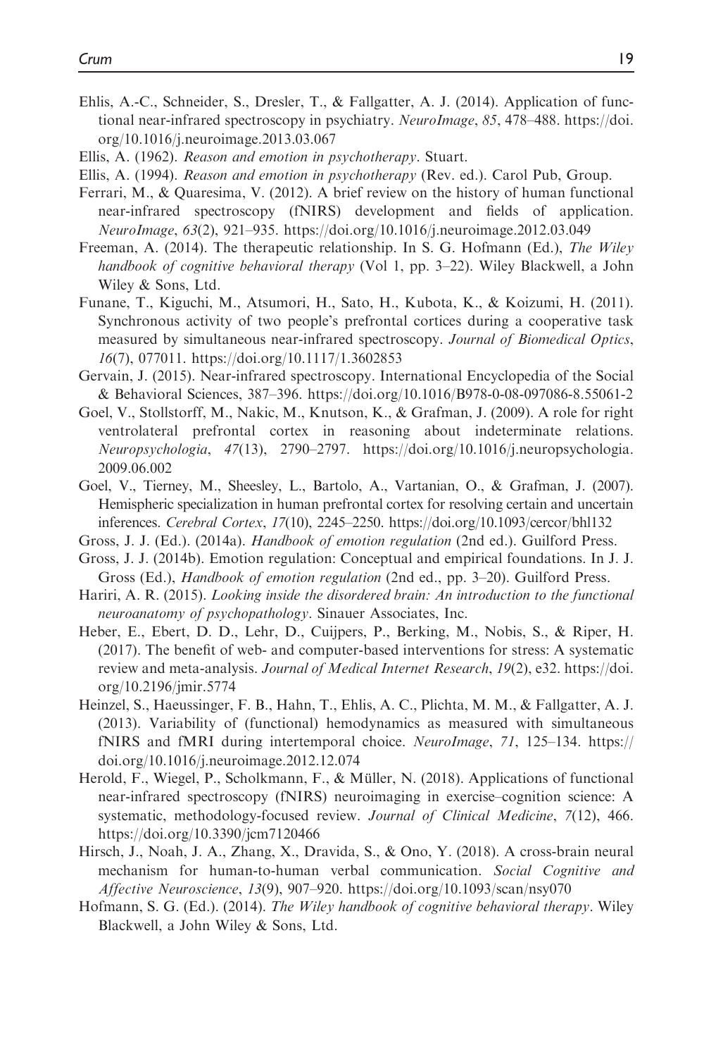Ehlis, A.-C., Schneider, S., Dresler, T., & Fallgatter, A. J. (2014). Application of functional near-infrared spectroscopy in psychiatry. *NeuroImage*, *85*, 478–488. https://doi.org/10.1016/j.neuroimage.2013.03.067

Ellis, A. (1962). *Reason and emotion in psychotherapy*. Stuart.

Ellis, A. (1994). *Reason and emotion in psychotherapy* (Rev. ed.). Carol Pub, Group.

Ferrari, M., & Quaresima, V. (2012). A brief review on the history of human functional near-infrared spectroscopy (fNIRS) development and fields of application. *NeuroImage*, *63*(2), 921–935. https://doi.org/10.1016/j.neuroimage.2012.03.049

Freeman, A. (2014). The therapeutic relationship. In S. G. Hofmann (Ed.), *The Wiley handbook of cognitive behavioral therapy* (Vol 1, pp. 3–22). Wiley Blackwell, a John Wiley & Sons, Ltd.

Funane, T., Kiguchi, M., Atsumori, H., Sato, H., Kubota, K., & Koizumi, H. (2011). Synchronous activity of two people's prefrontal cortices during a cooperative task measured by simultaneous near-infrared spectroscopy. *Journal of Biomedical Optics*, *16*(7), 077011. https://doi.org/10.1117/1.3602853

Gervain, J. (2015). Near-infrared spectroscopy. International Encyclopedia of the Social & Behavioral Sciences, 387–396. https://doi.org/10.1016/B978-0-08-097086-8.55061-2

Goel, V., Stollstorff, M., Nakic, M., Knutson, K., & Grafman, J. (2009). A role for right ventrolateral prefrontal cortex in reasoning about indeterminate relations. *Neuropsychologia*, *47*(13), 2790–2797. https://doi.org/10.1016/j.neuropsychologia.2009.06.002

Goel, V., Tierney, M., Sheesley, L., Bartolo, A., Vartanian, O., & Grafman, J. (2007). Hemispheric specialization in human prefrontal cortex for resolving certain and uncertain inferences. *Cerebral Cortex*, *17*(10), 2245–2250. https://doi.org/10.1093/cercor/bhl132

Gross, J. J. (Ed.). (2014a). *Handbook of emotion regulation* (2nd ed.). Guilford Press.

Gross, J. J. (2014b). Emotion regulation: Conceptual and empirical foundations. In J. J. Gross (Ed.), *Handbook of emotion regulation* (2nd ed., pp. 3–20). Guilford Press.

Hariri, A. R. (2015). *Looking inside the disordered brain: An introduction to the functional neuroanatomy of psychopathology*. Sinauer Associates, Inc.

Heber, E., Ebert, D. D., Lehr, D., Cuijpers, P., Berking, M., Nobis, S., & Riper, H. (2017). The benefit of web- and computer-based interventions for stress: A systematic review and meta-analysis. *Journal of Medical Internet Research*, *19*(2), e32. https://doi.org/10.2196/jmir.5774

Heinzel, S., Haeussinger, F. B., Hahn, T., Ehlis, A. C., Plichta, M. M., & Fallgatter, A. J. (2013). Variability of (functional) hemodynamics as measured with simultaneous fNIRS and fMRI during intertemporal choice. *NeuroImage*, *71*, 125–134. https://doi.org/10.1016/j.neuroimage.2012.12.074

Herold, F., Wiegel, P., Scholkmann, F., & Müller, N. (2018). Applications of functional near-infrared spectroscopy (fNIRS) neuroimaging in exercise–cognition science: A systematic, methodology-focused review. *Journal of Clinical Medicine*, *7*(12), 466. https://doi.org/10.3390/jcm7120466

Hirsch, J., Noah, J. A., Zhang, X., Dravida, S., & Ono, Y. (2018). A cross-brain neural mechanism for human-to-human verbal communication. *Social Cognitive and Affective Neuroscience*, *13*(9), 907–920. https://doi.org/10.1093/scan/nsy070

Hofmann, S. G. (Ed.). (2014). *The Wiley handbook of cognitive behavioral therapy*. Wiley Blackwell, a John Wiley & Sons, Ltd.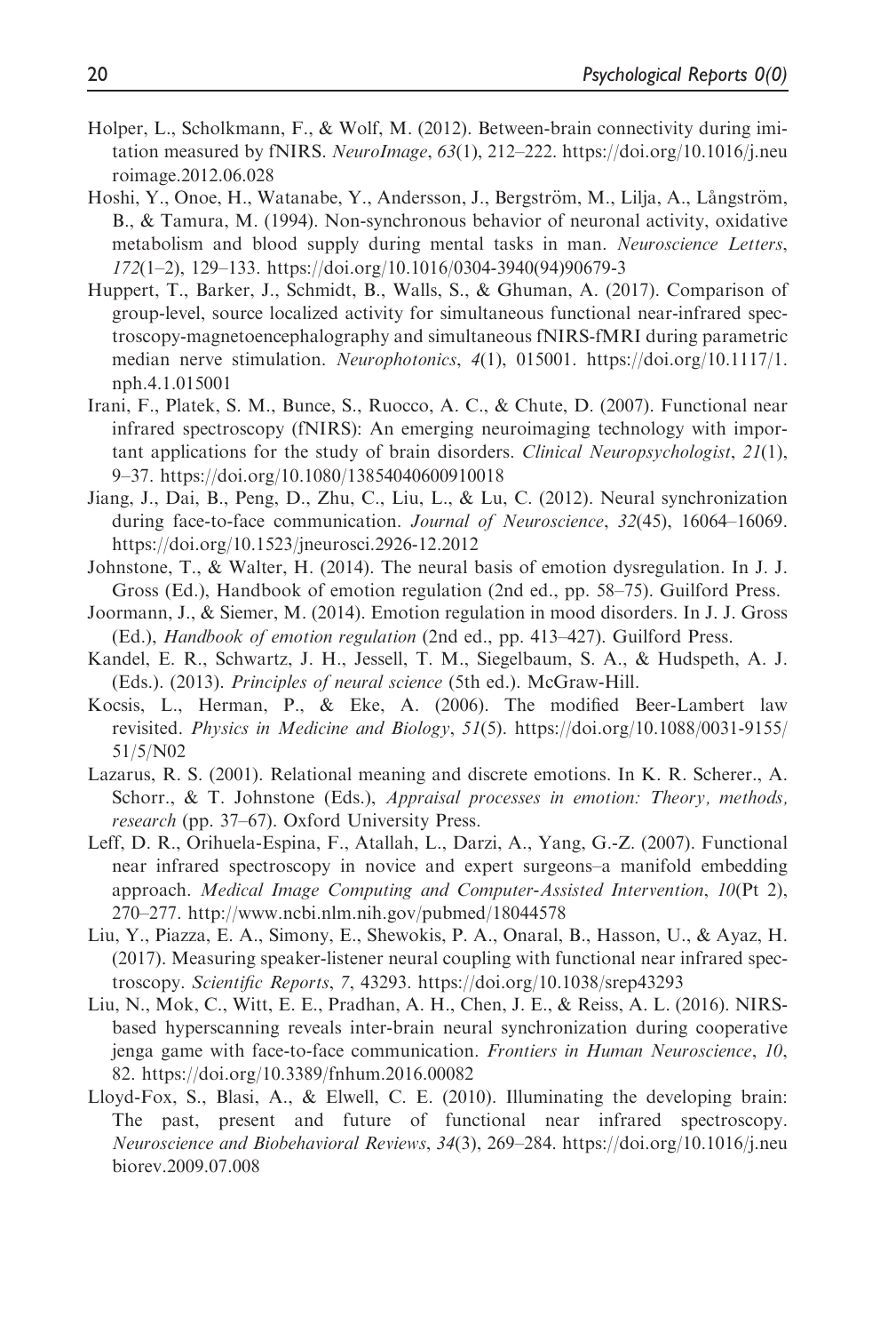Holper, L., Scholkmann, F., & Wolf, M. (2012). Between-brain connectivity during imitation measured by fNIRS. *NeuroImage*, *63*(1), 212–222. https://doi.org/10.1016/j.neuroimage.2012.06.028

Hoshi, Y., Onoe, H., Watanabe, Y., Andersson, J., Bergström, M., Lilja, A., Långström, B., & Tamura, M. (1994). Non-synchronous behavior of neuronal activity, oxidative metabolism and blood supply during mental tasks in man. *Neuroscience Letters*, *172*(1–2), 129–133. https://doi.org/10.1016/0304-3940(94)90679-3

Huppert, T., Barker, J., Schmidt, B., Walls, S., & Ghuman, A. (2017). Comparison of group-level, source localized activity for simultaneous functional near-infrared spectroscopy-magnetoencephalography and simultaneous fNIRS-fMRI during parametric median nerve stimulation. *Neurophotonics*, *4*(1), 015001. https://doi.org/10.1117/1.nph.4.1.015001

Irani, F., Platek, S. M., Bunce, S., Ruocco, A. C., & Chute, D. (2007). Functional near infrared spectroscopy (fNIRS): An emerging neuroimaging technology with important applications for the study of brain disorders. *Clinical Neuropsychologist*, *21*(1), 9–37. https://doi.org/10.1080/13854040600910018

Jiang, J., Dai, B., Peng, D., Zhu, C., Liu, L., & Lu, C. (2012). Neural synchronization during face-to-face communication. *Journal of Neuroscience*, *32*(45), 16064–16069. https://doi.org/10.1523/jneurosci.2926-12.2012

Johnstone, T., & Walter, H. (2014). The neural basis of emotion dysregulation. In J. J. Gross (Ed.), Handbook of emotion regulation (2nd ed., pp. 58–75). Guilford Press.

Joormann, J., & Siemer, M. (2014). Emotion regulation in mood disorders. In J. J. Gross (Ed.), *Handbook of emotion regulation* (2nd ed., pp. 413–427). Guilford Press.

Kandel, E. R., Schwartz, J. H., Jessell, T. M., Siegelbaum, S. A., & Hudspeth, A. J. (Eds.). (2013). *Principles of neural science* (5th ed.). McGraw-Hill.

Kocsis, L., Herman, P., & Eke, A. (2006). The modified Beer-Lambert law revisited. *Physics in Medicine and Biology*, *51*(5). https://doi.org/10.1088/0031-9155/51/5/N02

Lazarus, R. S. (2001). Relational meaning and discrete emotions. In K. R. Scherer., A. Schorr., & T. Johnstone (Eds.), *Appraisal processes in emotion: Theory, methods, research* (pp. 37–67). Oxford University Press.

Leff, D. R., Orihuela-Espina, F., Atallah, L., Darzi, A., Yang, G.-Z. (2007). Functional near infrared spectroscopy in novice and expert surgeons–a manifold embedding approach. *Medical Image Computing and Computer-Assisted Intervention*, *10*(Pt 2), 270–277. http://www.ncbi.nlm.nih.gov/pubmed/18044578

Liu, Y., Piazza, E. A., Simony, E., Shewokis, P. A., Onaral, B., Hasson, U., & Ayaz, H. (2017). Measuring speaker-listener neural coupling with functional near infrared spectroscopy. *Scientific Reports*, *7*, 43293. https://doi.org/10.1038/srep43293

Liu, N., Mok, C., Witt, E. E., Pradhan, A. H., Chen, J. E., & Reiss, A. L. (2016). NIRS-based hyperscanning reveals inter-brain neural synchronization during cooperative jenga game with face-to-face communication. *Frontiers in Human Neuroscience*, *10*, 82. https://doi.org/10.3389/fnhum.2016.00082

Lloyd-Fox, S., Blasi, A., & Elwell, C. E. (2010). Illuminating the developing brain: The past, present and future of functional near infrared spectroscopy. *Neuroscience and Biobehavioral Reviews*, *34*(3), 269–284. https://doi.org/10.1016/j.neubiorev.2009.07.008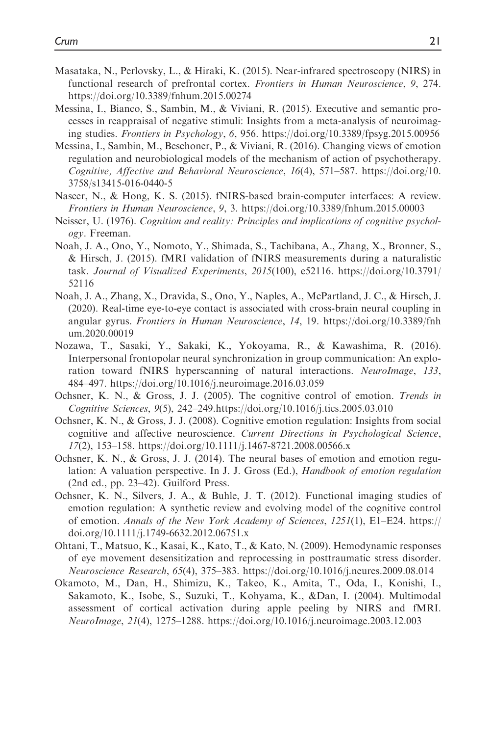Masataka, N., Perlovsky, L., & Hiraki, K. (2015). Near-infrared spectroscopy (NIRS) in functional research of prefrontal cortex. *Frontiers in Human Neuroscience*, *9*, 274. https://doi.org/10.3389/fnhum.2015.00274

Messina, I., Bianco, S., Sambin, M., & Viviani, R. (2015). Executive and semantic processes in reappraisal of negative stimuli: Insights from a meta-analysis of neuroimaging studies. *Frontiers in Psychology*, *6*, 956. https://doi.org/10.3389/fpsyg.2015.00956

Messina, I., Sambin, M., Beschoner, P., & Viviani, R. (2016). Changing views of emotion regulation and neurobiological models of the mechanism of action of psychotherapy. *Cognitive, Affective and Behavioral Neuroscience*, *16*(4), 571–587. https://doi.org/10.3758/s13415-016-0440-5

Naseer, N., & Hong, K. S. (2015). fNIRS-based brain-computer interfaces: A review. *Frontiers in Human Neuroscience*, *9*, 3. https://doi.org/10.3389/fnhum.2015.00003

Neisser, U. (1976). *Cognition and reality: Principles and implications of cognitive psychology*. Freeman.

Noah, J. A., Ono, Y., Nomoto, Y., Shimada, S., Tachibana, A., Zhang, X., Bronner, S., & Hirsch, J. (2015). fMRI validation of fNIRS measurements during a naturalistic task. *Journal of Visualized Experiments*, *2015*(100), e52116. https://doi.org/10.3791/52116

Noah, J. A., Zhang, X., Dravida, S., Ono, Y., Naples, A., McPartland, J. C., & Hirsch, J. (2020). Real-time eye-to-eye contact is associated with cross-brain neural coupling in angular gyrus. *Frontiers in Human Neuroscience*, *14*, 19. https://doi.org/10.3389/fnhum.2020.00019

Nozawa, T., Sasaki, Y., Sakaki, K., Yokoyama, R., & Kawashima, R. (2016). Interpersonal frontopolar neural synchronization in group communication: An exploration toward fNIRS hyperscanning of natural interactions. *NeuroImage*, *133*, 484–497. https://doi.org/10.1016/j.neuroimage.2016.03.059

Ochsner, K. N., & Gross, J. J. (2005). The cognitive control of emotion. *Trends in Cognitive Sciences*, *9*(5), 242–249.https://doi.org/10.1016/j.tics.2005.03.010

Ochsner, K. N., & Gross, J. J. (2008). Cognitive emotion regulation: Insights from social cognitive and affective neuroscience. *Current Directions in Psychological Science*, *17*(2), 153–158. https://doi.org/10.1111/j.1467-8721.2008.00566.x

Ochsner, K. N., & Gross, J. J. (2014). The neural bases of emotion and emotion regulation: A valuation perspective. In J. J. Gross (Ed.), *Handbook of emotion regulation* (2nd ed., pp. 23–42). Guilford Press.

Ochsner, K. N., Silvers, J. A., & Buhle, J. T. (2012). Functional imaging studies of emotion regulation: A synthetic review and evolving model of the cognitive control of emotion. *Annals of the New York Academy of Sciences*, *1251*(1), E1–E24. https://doi.org/10.1111/j.1749-6632.2012.06751.x

Ohtani, T., Matsuo, K., Kasai, K., Kato, T., & Kato, N. (2009). Hemodynamic responses of eye movement desensitization and reprocessing in posttraumatic stress disorder. *Neuroscience Research*, *65*(4), 375–383. https://doi.org/10.1016/j.neures.2009.08.014

Okamoto, M., Dan, H., Shimizu, K., Takeo, K., Amita, T., Oda, I., Konishi, I., Sakamoto, K., Isobe, S., Suzuki, T., Kohyama, K., &Dan, I. (2004). Multimodal assessment of cortical activation during apple peeling by NIRS and fMRI. *NeuroImage*, *21*(4), 1275–1288. https://doi.org/10.1016/j.neuroimage.2003.12.003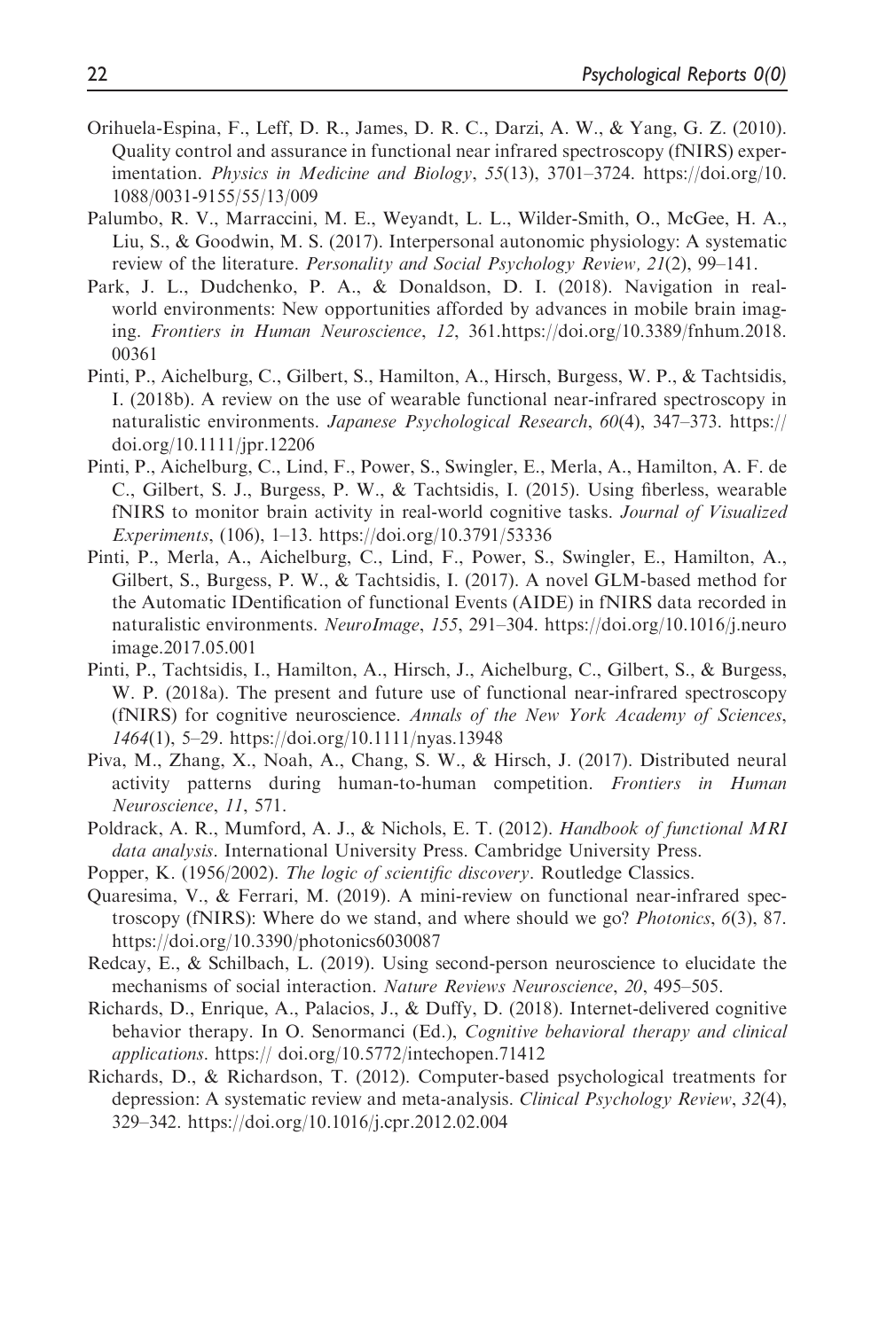Orihuela-Espina, F., Leff, D. R., James, D. R. C., Darzi, A. W., & Yang, G. Z. (2010). Quality control and assurance in functional near infrared spectroscopy (fNIRS) experimentation. *Physics in Medicine and Biology*, *55*(13), 3701–3724. https://doi.org/10.1088/0031-9155/55/13/009

Palumbo, R. V., Marraccini, M. E., Weyandt, L. L., Wilder-Smith, O., McGee, H. A., Liu, S., & Goodwin, M. S. (2017). Interpersonal autonomic physiology: A systematic review of the literature. *Personality and Social Psychology Review, 21*(2), 99–141.

Park, J. L., Dudchenko, P. A., & Donaldson, D. I. (2018). Navigation in real-world environments: New opportunities afforded by advances in mobile brain imaging. *Frontiers in Human Neuroscience*, *12*, 361.https://doi.org/10.3389/fnhum.2018.00361

Pinti, P., Aichelburg, C., Gilbert, S., Hamilton, A., Hirsch, Burgess, W. P., & Tachtsidis, I. (2018b). A review on the use of wearable functional near-infrared spectroscopy in naturalistic environments. *Japanese Psychological Research*, *60*(4), 347–373. https://doi.org/10.1111/jpr.12206

Pinti, P., Aichelburg, C., Lind, F., Power, S., Swingler, E., Merla, A., Hamilton, A. F. de C., Gilbert, S. J., Burgess, P. W., & Tachtsidis, I. (2015). Using fiberless, wearable fNIRS to monitor brain activity in real-world cognitive tasks. *Journal of Visualized Experiments*, (106), 1–13. https://doi.org/10.3791/53336

Pinti, P., Merla, A., Aichelburg, C., Lind, F., Power, S., Swingler, E., Hamilton, A., Gilbert, S., Burgess, P. W., & Tachtsidis, I. (2017). A novel GLM-based method for the Automatic IDentification of functional Events (AIDE) in fNIRS data recorded in naturalistic environments. *NeuroImage*, *155*, 291–304. https://doi.org/10.1016/j.neuroimage.2017.05.001

Pinti, P., Tachtsidis, I., Hamilton, A., Hirsch, J., Aichelburg, C., Gilbert, S., & Burgess, W. P. (2018a). The present and future use of functional near-infrared spectroscopy (fNIRS) for cognitive neuroscience. *Annals of the New York Academy of Sciences*, *1464*(1), 5–29. https://doi.org/10.1111/nyas.13948

Piva, M., Zhang, X., Noah, A., Chang, S. W., & Hirsch, J. (2017). Distributed neural activity patterns during human-to-human competition. *Frontiers in Human Neuroscience*, *11*, 571.

Poldrack, A. R., Mumford, A. J., & Nichols, E. T. (2012). *Handbook of functional MRI data analysis*. International University Press. Cambridge University Press.

Popper, K. (1956/2002). *The logic of scientific discovery*. Routledge Classics.

Quaresima, V., & Ferrari, M. (2019). A mini-review on functional near-infrared spectroscopy (fNIRS): Where do we stand, and where should we go? *Photonics*, *6*(3), 87. https://doi.org/10.3390/photonics6030087

Redcay, E., & Schilbach, L. (2019). Using second-person neuroscience to elucidate the mechanisms of social interaction. *Nature Reviews Neuroscience*, *20*, 495–505.

Richards, D., Enrique, A., Palacios, J., & Duffy, D. (2018). Internet-delivered cognitive behavior therapy. In O. Senormanci (Ed.), *Cognitive behavioral therapy and clinical applications*. https:// doi.org/10.5772/intechopen.71412

Richards, D., & Richardson, T. (2012). Computer-based psychological treatments for depression: A systematic review and meta-analysis. *Clinical Psychology Review*, *32*(4), 329–342. https://doi.org/10.1016/j.cpr.2012.02.004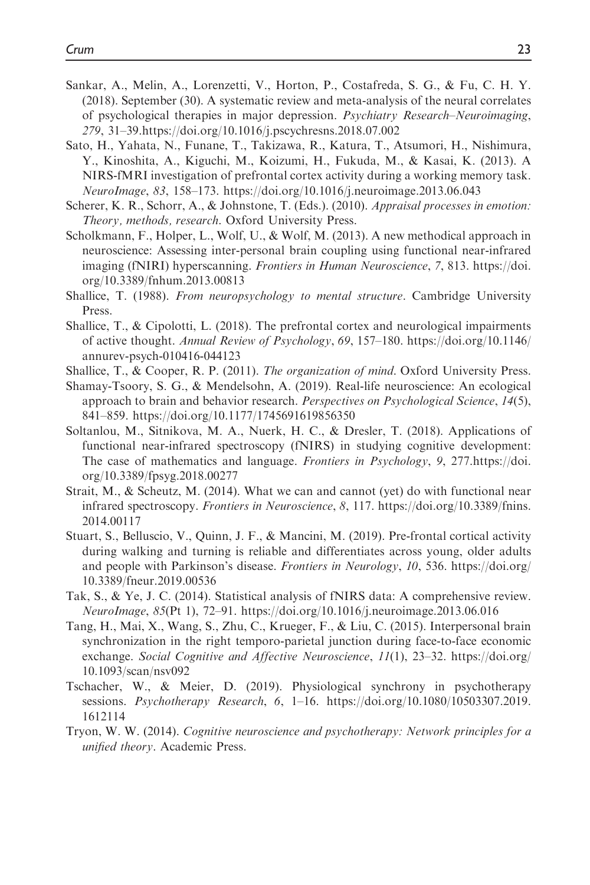Sankar, A., Melin, A., Lorenzetti, V., Horton, P., Costafreda, S. G., & Fu, C. H. Y. (2018). September (30). A systematic review and meta-analysis of the neural correlates of psychological therapies in major depression. *Psychiatry Research–Neuroimaging*, *279*, 31–39.https://doi.org/10.1016/j.pscychresns.2018.07.002

Sato, H., Yahata, N., Funane, T., Takizawa, R., Katura, T., Atsumori, H., Nishimura, Y., Kinoshita, A., Kiguchi, M., Koizumi, H., Fukuda, M., & Kasai, K. (2013). A NIRS-fMRI investigation of prefrontal cortex activity during a working memory task. *NeuroImage*, *83*, 158–173. https://doi.org/10.1016/j.neuroimage.2013.06.043

Scherer, K. R., Schorr, A., & Johnstone, T. (Eds.). (2010). *Appraisal processes in emotion: Theory, methods, research*. Oxford University Press.

Scholkmann, F., Holper, L., Wolf, U., & Wolf, M. (2013). A new methodical approach in neuroscience: Assessing inter-personal brain coupling using functional near-infrared imaging (fNIRI) hyperscanning. *Frontiers in Human Neuroscience*, *7*, 813. https://doi.org/10.3389/fnhum.2013.00813

Shallice, T. (1988). *From neuropsychology to mental structure*. Cambridge University Press.

Shallice, T., & Cipolotti, L. (2018). The prefrontal cortex and neurological impairments of active thought. *Annual Review of Psychology*, *69*, 157–180. https://doi.org/10.1146/annurev-psych-010416-044123

Shallice, T., & Cooper, R. P. (2011). *The organization of mind*. Oxford University Press.

Shamay-Tsoory, S. G., & Mendelsohn, A. (2019). Real-life neuroscience: An ecological approach to brain and behavior research. *Perspectives on Psychological Science*, *14*(5), 841–859. https://doi.org/10.1177/1745691619856350

Soltanlou, M., Sitnikova, M. A., Nuerk, H. C., & Dresler, T. (2018). Applications of functional near-infrared spectroscopy (fNIRS) in studying cognitive development: The case of mathematics and language. *Frontiers in Psychology*, *9*, 277.https://doi.org/10.3389/fpsyg.2018.00277

Strait, M., & Scheutz, M. (2014). What we can and cannot (yet) do with functional near infrared spectroscopy. *Frontiers in Neuroscience*, *8*, 117. https://doi.org/10.3389/fnins.2014.00117

Stuart, S., Belluscio, V., Quinn, J. F., & Mancini, M. (2019). Pre-frontal cortical activity during walking and turning is reliable and differentiates across young, older adults and people with Parkinson's disease. *Frontiers in Neurology*, *10*, 536. https://doi.org/10.3389/fneur.2019.00536

Tak, S., & Ye, J. C. (2014). Statistical analysis of fNIRS data: A comprehensive review. *NeuroImage*, *85*(Pt 1), 72–91. https://doi.org/10.1016/j.neuroimage.2013.06.016

Tang, H., Mai, X., Wang, S., Zhu, C., Krueger, F., & Liu, C. (2015). Interpersonal brain synchronization in the right temporo-parietal junction during face-to-face economic exchange. *Social Cognitive and Affective Neuroscience*, *11*(1), 23–32. https://doi.org/10.1093/scan/nsv092

Tschacher, W., & Meier, D. (2019). Physiological synchrony in psychotherapy sessions. *Psychotherapy Research*, *6*, 1–16. https://doi.org/10.1080/10503307.2019.1612114

Tryon, W. W. (2014). *Cognitive neuroscience and psychotherapy: Network principles for a unified theory*. Academic Press.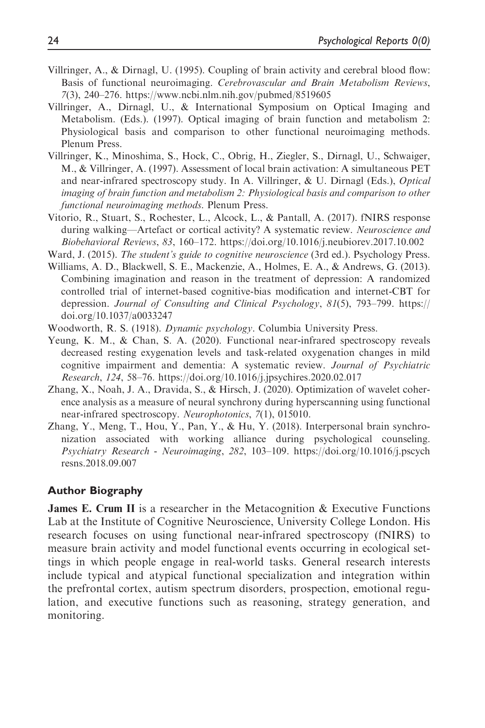Villringer, A., & Dirnagl, U. (1995). Coupling of brain activity and cerebral blood flow: Basis of functional neuroimaging. *Cerebrovascular and Brain Metabolism Reviews*, *7*(3), 240–276. https://www.ncbi.nlm.nih.gov/pubmed/8519605

Villringer, A., Dirnagl, U., & International Symposium on Optical Imaging and Metabolism. (Eds.). (1997). Optical imaging of brain function and metabolism 2: Physiological basis and comparison to other functional neuroimaging methods. Plenum Press.

Villringer, K., Minoshima, S., Hock, C., Obrig, H., Ziegler, S., Dirnagl, U., Schwaiger, M., & Villringer, A. (1997). Assessment of local brain activation: A simultaneous PET and near-infrared spectroscopy study. In A. Villringer, & U. Dirnagl (Eds.), *Optical imaging of brain function and metabolism 2: Physiological basis and comparison to other functional neuroimaging methods*. Plenum Press.

Vitorio, R., Stuart, S., Rochester, L., Alcock, L., & Pantall, A. (2017). fNIRS response during walking—Artefact or cortical activity? A systematic review. *Neuroscience and Biobehavioral Reviews*, *83*, 160–172. https://doi.org/10.1016/j.neubiorev.2017.10.002

Ward, J. (2015). *The student's guide to cognitive neuroscience* (3rd ed.). Psychology Press.

Williams, A. D., Blackwell, S. E., Mackenzie, A., Holmes, E. A., & Andrews, G. (2013). Combining imagination and reason in the treatment of depression: A randomized controlled trial of internet-based cognitive-bias modification and internet-CBT for depression. *Journal of Consulting and Clinical Psychology*, *81*(5), 793–799. https://doi.org/10.1037/a0033247

Woodworth, R. S. (1918). *Dynamic psychology*. Columbia University Press.

Yeung, K. M., & Chan, S. A. (2020). Functional near-infrared spectroscopy reveals decreased resting exygenation levels and task-related oxygenation changes in mild cognitive impairment and dementia: A systematic review. *Journal of Psychiatric Research*, *124*, 58–76. https://doi.org/10.1016/j.jpsychires.2020.02.017

Zhang, X., Noah, J. A., Dravida, S., & Hirsch, J. (2020). Optimization of wavelet coherence analysis as a measure of neural synchrony during hyperscanning using functional near-infrared spectroscopy. *Neurophotonics*, *7*(1), 015010.

Zhang, Y., Meng, T., Hou, Y., Pan, Y., & Hu, Y. (2018). Interpersonal brain synchronization associated with working alliance during psychological counseling. *Psychiatry Research - Neuroimaging*, *282*, 103–109. https://doi.org/10.1016/j.pscychresns.2018.09.007

## Author Biography

**James E. Crum II** is a researcher in the Metacognition & Executive Functions Lab at the Institute of Cognitive Neuroscience, University College London. His research focuses on using functional near-infrared spectroscopy (fNIRS) to measure brain activity and model functional events occurring in ecological settings in which people engage in real-world tasks. General research interests include typical and atypical functional specialization and integration within the prefrontal cortex, autism spectrum disorders, prospection, emotional regulation, and executive functions such as reasoning, strategy generation, and monitoring.